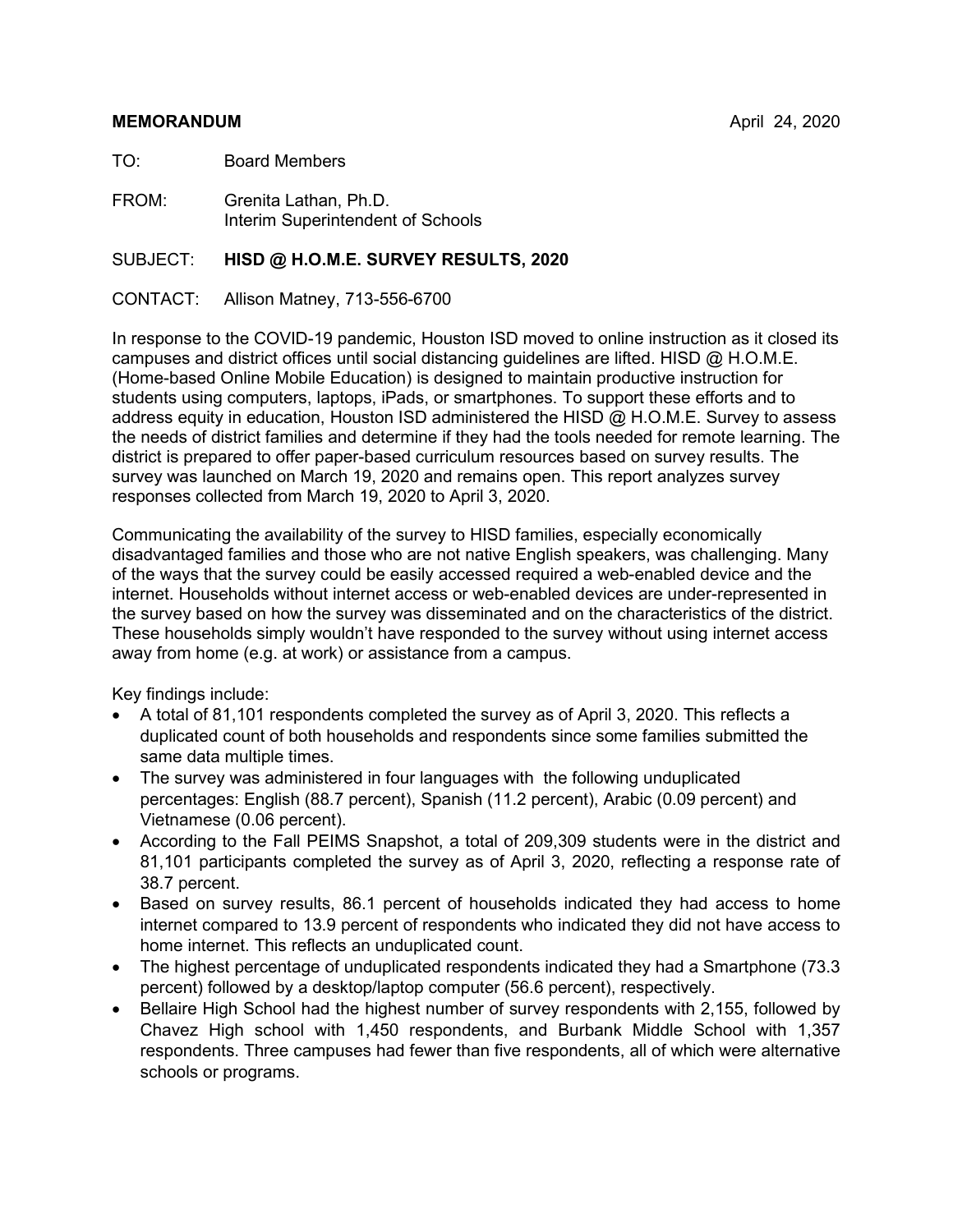**MEMORANDUM** April 24, 2020

TO: Board Members

FROM: Grenita Lathan, Ph.D.
Interim Superintendent of Schools

SUBJECT: **HISD @ H.O.M.E. SURVEY RESULTS, 2020**

CONTACT: Allison Matney, 713-556-6700

In response to the COVID-19 pandemic, Houston ISD moved to online instruction as it closed its campuses and district offices until social distancing guidelines are lifted. HISD @ H.O.M.E. (Home-based Online Mobile Education) is designed to maintain productive instruction for students using computers, laptops, iPads, or smartphones. To support these efforts and to address equity in education, Houston ISD administered the HISD @ H.O.M.E. Survey to assess the needs of district families and determine if they had the tools needed for remote learning. The district is prepared to offer paper-based curriculum resources based on survey results. The survey was launched on March 19, 2020 and remains open. This report analyzes survey responses collected from March 19, 2020 to April 3, 2020.

Communicating the availability of the survey to HISD families, especially economically disadvantaged families and those who are not native English speakers, was challenging. Many of the ways that the survey could be easily accessed required a web-enabled device and the internet. Households without internet access or web-enabled devices are under-represented in the survey based on how the survey was disseminated and on the characteristics of the district. These households simply wouldn't have responded to the survey without using internet access away from home (e.g. at work) or assistance from a campus.

Key findings include:

- A total of 81,101 respondents completed the survey as of April 3, 2020. This reflects a duplicated count of both households and respondents since some families submitted the same data multiple times.
- The survey was administered in four languages with the following unduplicated percentages: English (88.7 percent), Spanish (11.2 percent), Arabic (0.09 percent) and Vietnamese (0.06 percent).
- According to the Fall PEIMS Snapshot, a total of 209,309 students were in the district and 81,101 participants completed the survey as of April 3, 2020, reflecting a response rate of 38.7 percent.
- Based on survey results, 86.1 percent of households indicated they had access to home internet compared to 13.9 percent of respondents who indicated they did not have access to home internet. This reflects an unduplicated count.
- The highest percentage of unduplicated respondents indicated they had a Smartphone (73.3 percent) followed by a desktop/laptop computer (56.6 percent), respectively.
- Bellaire High School had the highest number of survey respondents with 2,155, followed by Chavez High school with 1,450 respondents, and Burbank Middle School with 1,357 respondents. Three campuses had fewer than five respondents, all of which were alternative schools or programs.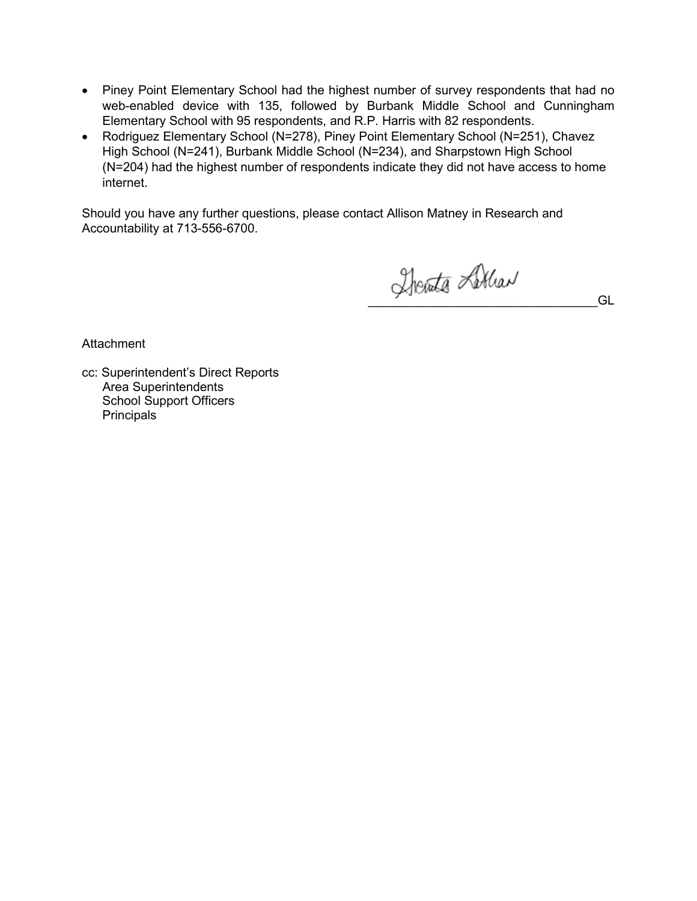- Piney Point Elementary School had the highest number of survey respondents that had no web-enabled device with 135, followed by Burbank Middle School and Cunningham Elementary School with 95 respondents, and R.P. Harris with 82 respondents.
- Rodriguez Elementary School (N=278), Piney Point Elementary School (N=251), Chavez High School (N=241), Burbank Middle School (N=234), and Sharpstown High School (N=204) had the highest number of respondents indicate they did not have access to home internet.

Should you have any further questions, please contact Allison Matney in Research and Accountability at 713-556-6700.

_________________________________GL

Attachment

cc: Superintendent's Direct Reports
Area Superintendents
School Support Officers
Principals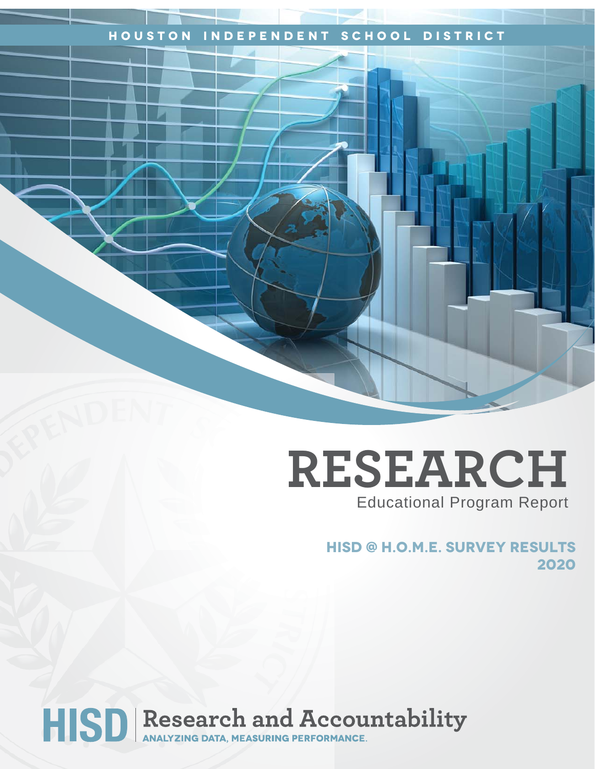HOUSTON INDEPENDENT SCHOOL DISTRICT

# RESEARCH

Educational Program Report

## HISD @ H.O.M.E. SURVEY RESULTS 2020

HISD | Research and Accountability

ANALYZING DATA, MEASURING PERFORMANCE.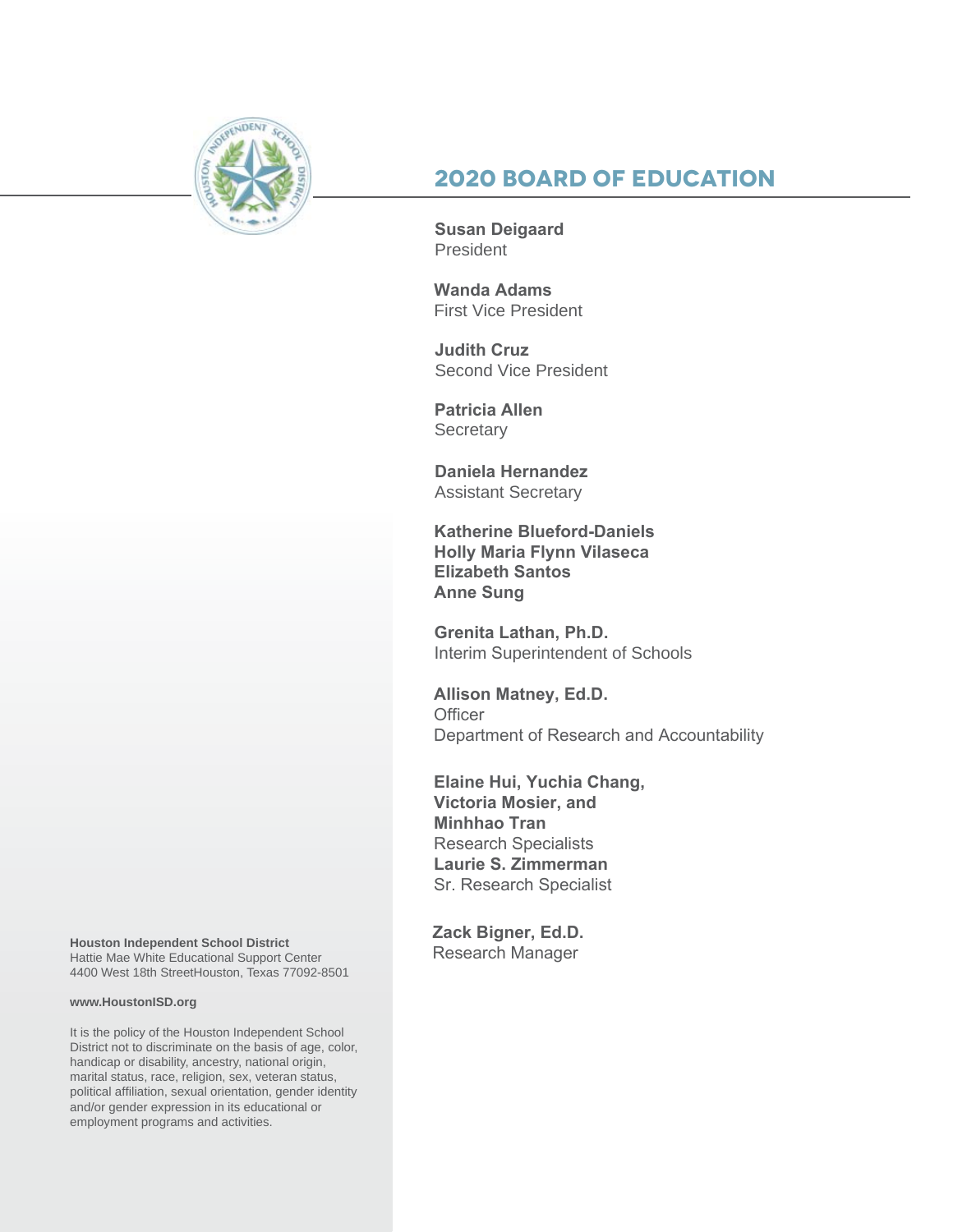## 2020 BOARD OF EDUCATION

**Susan Deigaard**
President

**Wanda Adams**
First Vice President

**Judith Cruz**
Second Vice President

**Patricia Allen**
Secretary

**Daniela Hernandez**
Assistant Secretary

**Katherine Blueford-Daniels**
**Holly Maria Flynn Vilaseca**
**Elizabeth Santos**
**Anne Sung**

**Grenita Lathan, Ph.D.**
Interim Superintendent of Schools

**Allison Matney, Ed.D.**
Officer
Department of Research and Accountability

**Elaine Hui, Yuchia Chang, Victoria Mosier, and Minhhao Tran**
Research Specialists
**Laurie S. Zimmerman**
Sr. Research Specialist

**Zack Bigner, Ed.D.**
Research Manager

**Houston Independent School District**
Hattie Mae White Educational Support Center
4400 West 18th StreetHouston, Texas 77092-8501

**www.HoustonISD.org**

It is the policy of the Houston Independent School District not to discriminate on the basis of age, color, handicap or disability, ancestry, national origin, marital status, race, religion, sex, veteran status, political affiliation, sexual orientation, gender identity and/or gender expression in its educational or employment programs and activities.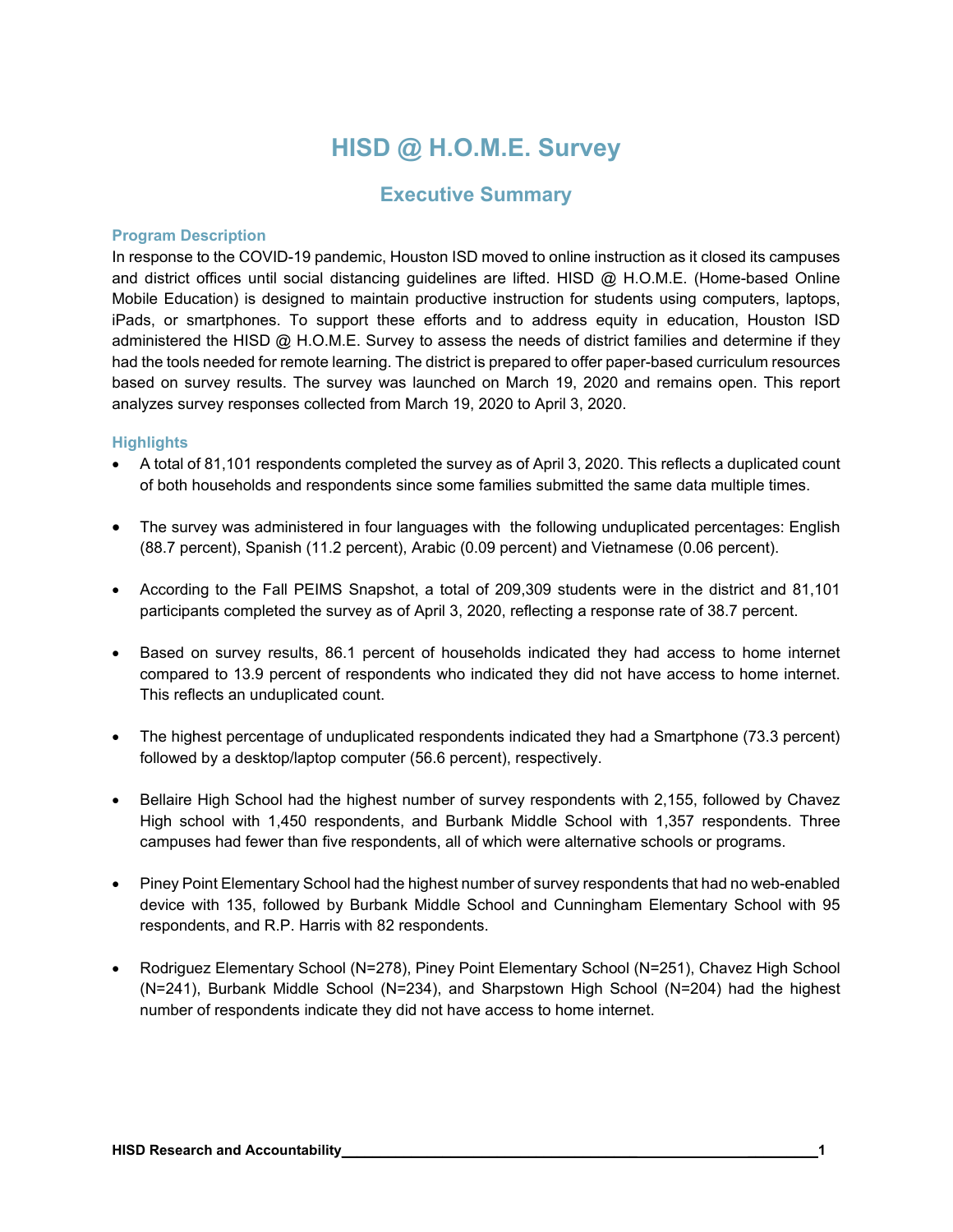# HISD @ H.O.M.E. Survey

## Executive Summary

### Program Description

In response to the COVID-19 pandemic, Houston ISD moved to online instruction as it closed its campuses and district offices until social distancing guidelines are lifted. HISD @ H.O.M.E. (Home-based Online Mobile Education) is designed to maintain productive instruction for students using computers, laptops, iPads, or smartphones. To support these efforts and to address equity in education, Houston ISD administered the HISD @ H.O.M.E. Survey to assess the needs of district families and determine if they had the tools needed for remote learning. The district is prepared to offer paper-based curriculum resources based on survey results. The survey was launched on March 19, 2020 and remains open. This report analyzes survey responses collected from March 19, 2020 to April 3, 2020.

### Highlights

- A total of 81,101 respondents completed the survey as of April 3, 2020. This reflects a duplicated count of both households and respondents since some families submitted the same data multiple times.
- The survey was administered in four languages with the following unduplicated percentages: English (88.7 percent), Spanish (11.2 percent), Arabic (0.09 percent) and Vietnamese (0.06 percent).
- According to the Fall PEIMS Snapshot, a total of 209,309 students were in the district and 81,101 participants completed the survey as of April 3, 2020, reflecting a response rate of 38.7 percent.
- Based on survey results, 86.1 percent of households indicated they had access to home internet compared to 13.9 percent of respondents who indicated they did not have access to home internet. This reflects an unduplicated count.
- The highest percentage of unduplicated respondents indicated they had a Smartphone (73.3 percent) followed by a desktop/laptop computer (56.6 percent), respectively.
- Bellaire High School had the highest number of survey respondents with 2,155, followed by Chavez High school with 1,450 respondents, and Burbank Middle School with 1,357 respondents. Three campuses had fewer than five respondents, all of which were alternative schools or programs.
- Piney Point Elementary School had the highest number of survey respondents that had no web-enabled device with 135, followed by Burbank Middle School and Cunningham Elementary School with 95 respondents, and R.P. Harris with 82 respondents.
- Rodriguez Elementary School (N=278), Piney Point Elementary School (N=251), Chavez High School (N=241), Burbank Middle School (N=234), and Sharpstown High School (N=204) had the highest number of respondents indicate they did not have access to home internet.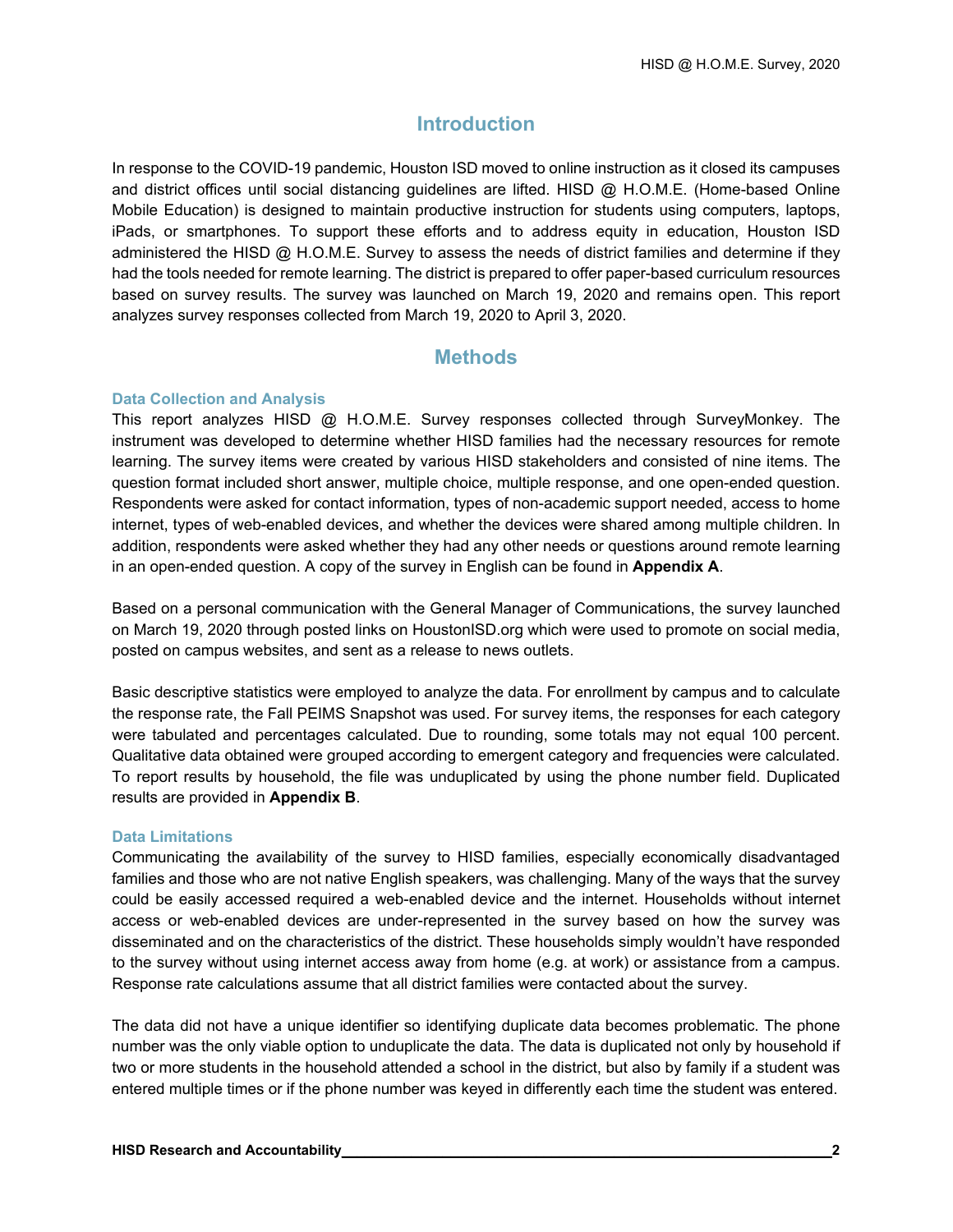## Introduction

In response to the COVID-19 pandemic, Houston ISD moved to online instruction as it closed its campuses and district offices until social distancing guidelines are lifted. HISD @ H.O.M.E. (Home-based Online Mobile Education) is designed to maintain productive instruction for students using computers, laptops, iPads, or smartphones. To support these efforts and to address equity in education, Houston ISD administered the HISD @ H.O.M.E. Survey to assess the needs of district families and determine if they had the tools needed for remote learning. The district is prepared to offer paper-based curriculum resources based on survey results. The survey was launched on March 19, 2020 and remains open. This report analyzes survey responses collected from March 19, 2020 to April 3, 2020.

## Methods

### Data Collection and Analysis

This report analyzes HISD @ H.O.M.E. Survey responses collected through SurveyMonkey. The instrument was developed to determine whether HISD families had the necessary resources for remote learning. The survey items were created by various HISD stakeholders and consisted of nine items. The question format included short answer, multiple choice, multiple response, and one open-ended question. Respondents were asked for contact information, types of non-academic support needed, access to home internet, types of web-enabled devices, and whether the devices were shared among multiple children. In addition, respondents were asked whether they had any other needs or questions around remote learning in an open-ended question. A copy of the survey in English can be found in **Appendix A**.

Based on a personal communication with the General Manager of Communications, the survey launched on March 19, 2020 through posted links on HoustonISD.org which were used to promote on social media, posted on campus websites, and sent as a release to news outlets.

Basic descriptive statistics were employed to analyze the data. For enrollment by campus and to calculate the response rate, the Fall PEIMS Snapshot was used. For survey items, the responses for each category were tabulated and percentages calculated. Due to rounding, some totals may not equal 100 percent. Qualitative data obtained were grouped according to emergent category and frequencies were calculated. To report results by household, the file was unduplicated by using the phone number field. Duplicated results are provided in **Appendix B**.

### Data Limitations

Communicating the availability of the survey to HISD families, especially economically disadvantaged families and those who are not native English speakers, was challenging. Many of the ways that the survey could be easily accessed required a web-enabled device and the internet. Households without internet access or web-enabled devices are under-represented in the survey based on how the survey was disseminated and on the characteristics of the district. These households simply wouldn't have responded to the survey without using internet access away from home (e.g. at work) or assistance from a campus. Response rate calculations assume that all district families were contacted about the survey.

The data did not have a unique identifier so identifying duplicate data becomes problematic. The phone number was the only viable option to unduplicate the data. The data is duplicated not only by household if two or more students in the household attended a school in the district, but also by family if a student was entered multiple times or if the phone number was keyed in differently each time the student was entered.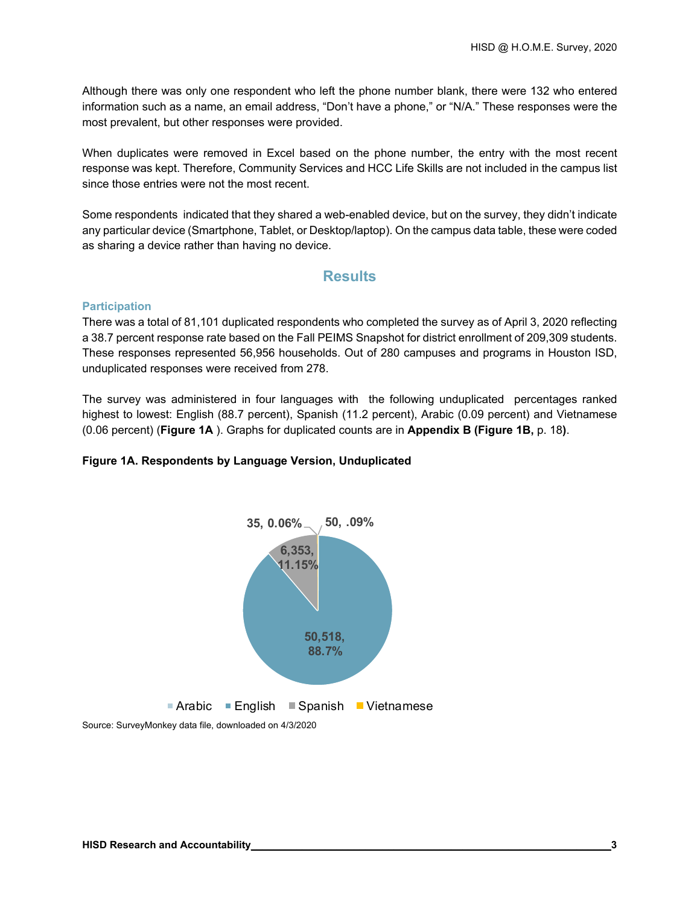Although there was only one respondent who left the phone number blank, there were 132 who entered information such as a name, an email address, “Don’t have a phone,” or “N/A.” These responses were the most prevalent, but other responses were provided.

When duplicates were removed in Excel based on the phone number, the entry with the most recent response was kept. Therefore, Community Services and HCC Life Skills are not included in the campus list since those entries were not the most recent.

Some respondents indicated that they shared a web-enabled device, but on the survey, they didn’t indicate any particular device (Smartphone, Tablet, or Desktop/laptop). On the campus data table, these were coded as sharing a device rather than having no device.

## Results

### Participation

There was a total of 81,101 duplicated respondents who completed the survey as of April 3, 2020 reflecting a 38.7 percent response rate based on the Fall PEIMS Snapshot for district enrollment of 209,309 students. These responses represented 56,956 households. Out of 280 campuses and programs in Houston ISD, unduplicated responses were received from 278.

The survey was administered in four languages with the following unduplicated percentages ranked highest to lowest: English (88.7 percent), Spanish (11.2 percent), Arabic (0.09 percent) and Vietnamese (0.06 percent) (**Figure 1A** ). Graphs for duplicated counts are in **Appendix B (Figure 1B,** p. 18**)**.

**Figure 1A. Respondents by Language Version, Unduplicated**

35, 0.06%

50, .09%

6,353, 11.15%

50,518, 88.7%

Arabic | English | Spanish | Vietnamese

Source: SurveyMonkey data file, downloaded on 4/3/2020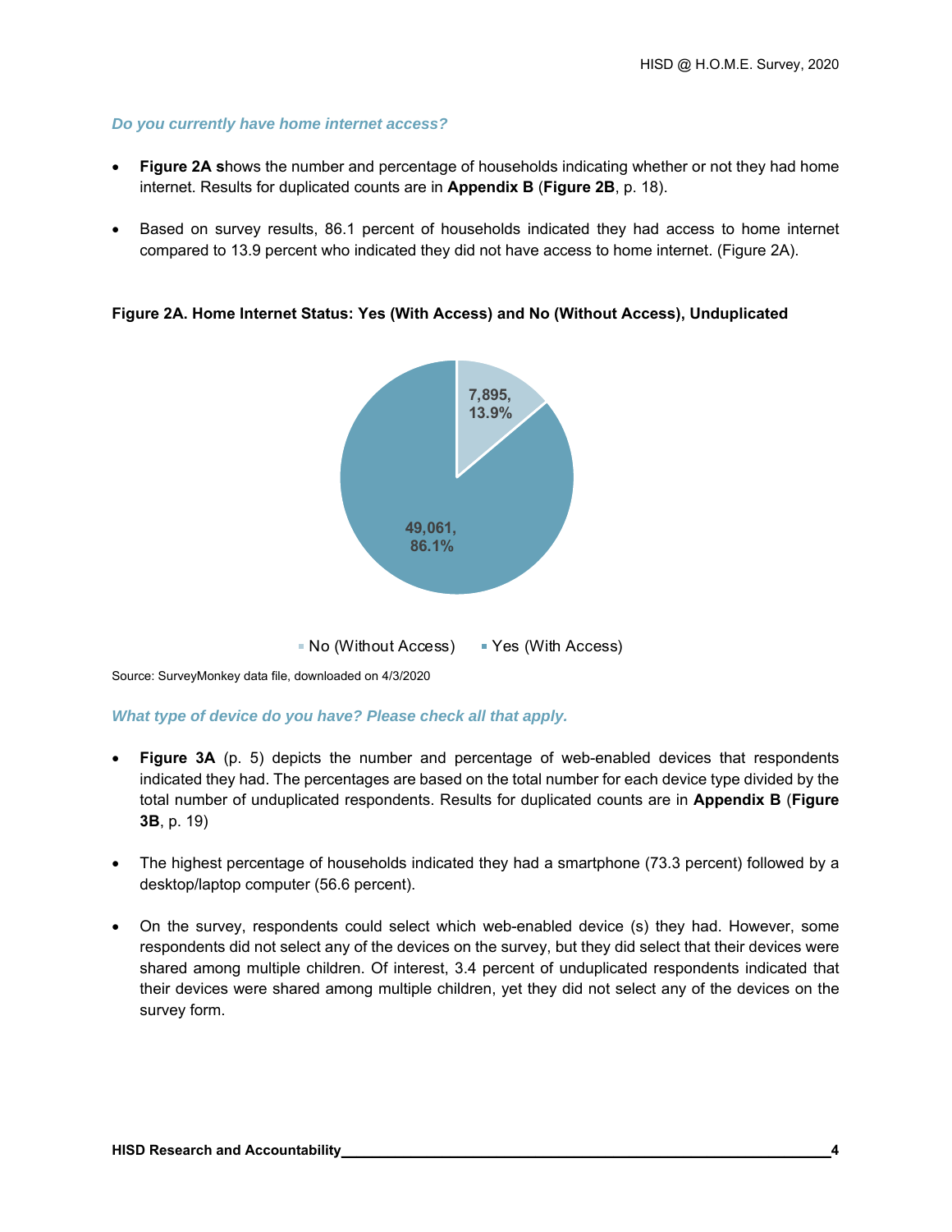***Do you currently have home internet access?***

- **Figure 2A s**hows the number and percentage of households indicating whether or not they had home internet. Results for duplicated counts are in **Appendix B** (**Figure 2B**, p. 18).
- Based on survey results, 86.1 percent of households indicated they had access to home internet compared to 13.9 percent who indicated they did not have access to home internet. (Figure 2A).

**Figure 2A. Home Internet Status: Yes (With Access) and No (Without Access), Unduplicated**

| Home Internet Status | Number | Percent |
|---|---|---|
| No (Without Access) | 7,895 | 13.9% |
| Yes (With Access) | 49,061 | 86.1% |

Source: SurveyMonkey data file, downloaded on 4/3/2020

***What type of device do you have? Please check all that apply.***

- **Figure 3A** (p. 5) depicts the number and percentage of web-enabled devices that respondents indicated they had. The percentages are based on the total number for each device type divided by the total number of unduplicated respondents. Results for duplicated counts are in **Appendix B** (**Figure 3B**, p. 19)
- The highest percentage of households indicated they had a smartphone (73.3 percent) followed by a desktop/laptop computer (56.6 percent).
- On the survey, respondents could select which web-enabled device (s) they had. However, some respondents did not select any of the devices on the survey, but they did select that their devices were shared among multiple children. Of interest, 3.4 percent of unduplicated respondents indicated that their devices were shared among multiple children, yet they did not select any of the devices on the survey form.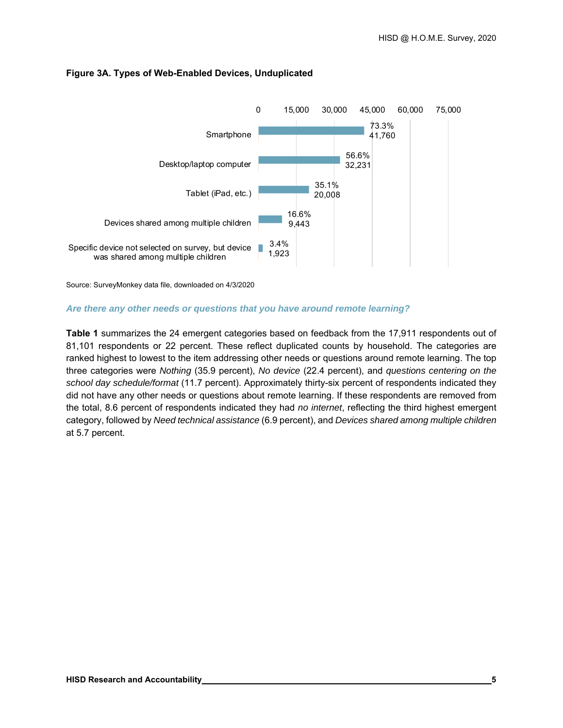**Figure 3A. Types of Web-Enabled Devices, Unduplicated**

| Device | Percent | Count |
|---|---|---|
| Smartphone | 73.3% | 41,760 |
| Desktop/laptop computer | 56.6% | 32,231 |
| Tablet (iPad, etc.) | 35.1% | 20,008 |
| Devices shared among multiple children | 16.6% | 9,443 |
| Specific device not selected on survey, but device was shared among multiple children | 3.4% | 1,923 |

Source: SurveyMonkey data file, downloaded on 4/3/2020

### *Are there any other needs or questions that you have around remote learning?*

**Table 1** summarizes the 24 emergent categories based on feedback from the 17,911 respondents out of 81,101 respondents or 22 percent. These reflect duplicated counts by household. The categories are ranked highest to lowest to the item addressing other needs or questions around remote learning. The top three categories were *Nothing* (35.9 percent), *No device* (22.4 percent), and *questions centering on the school day schedule/format* (11.7 percent). Approximately thirty-six percent of respondents indicated they did not have any other needs or questions about remote learning. If these respondents are removed from the total, 8.6 percent of respondents indicated they had *no internet*, reflecting the third highest emergent category, followed by *Need technical assistance* (6.9 percent), and *Devices shared among multiple children* at 5.7 percent.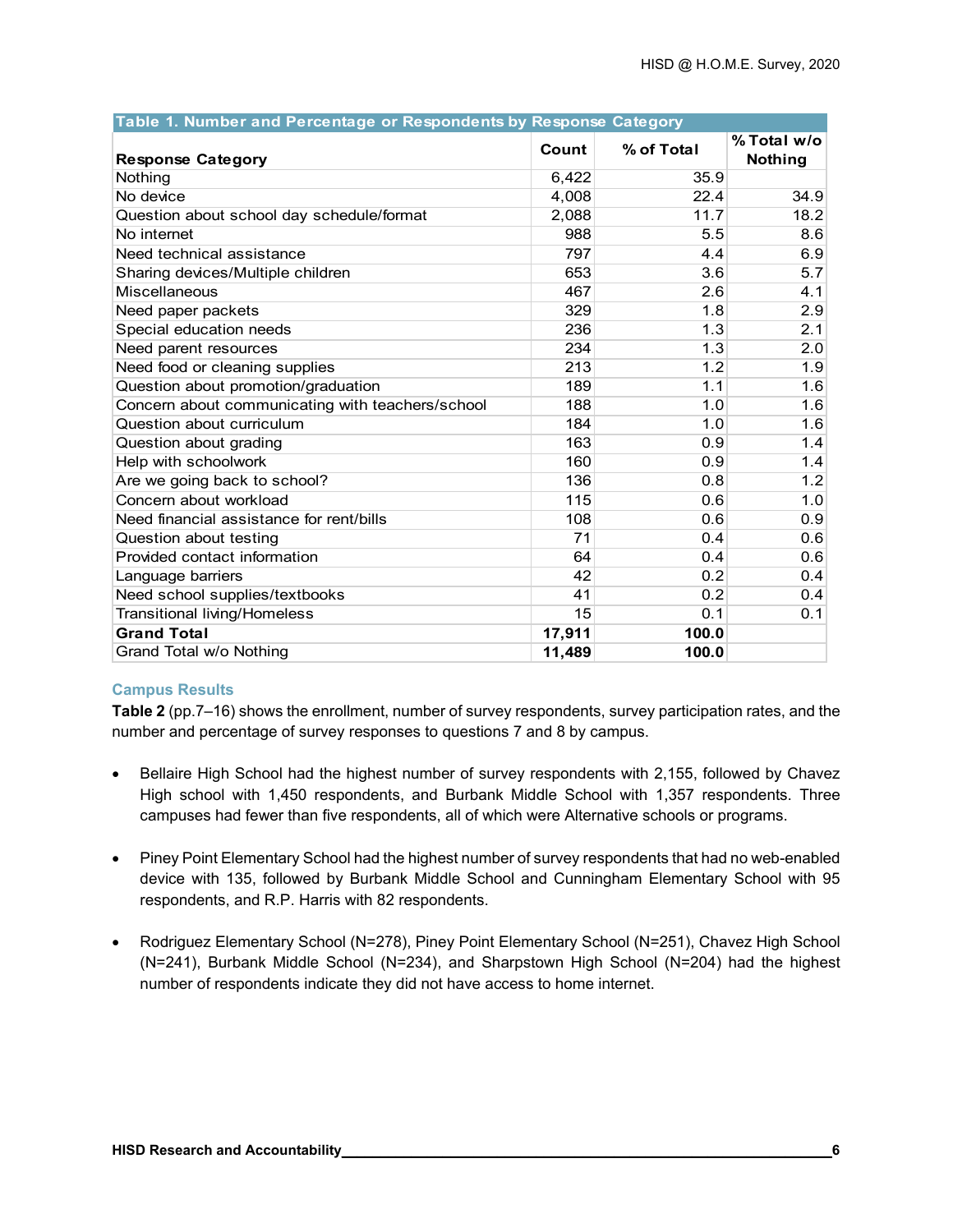**Table 1. Number and Percentage or Respondents by Response Category**

| Response Category | Count | % of Total | % Total w/o Nothing |
|---|---|---|---|
| Nothing | 6,422 | 35.9 | |
| No device | 4,008 | 22.4 | 34.9 |
| Question about school day schedule/format | 2,088 | 11.7 | 18.2 |
| No internet | 988 | 5.5 | 8.6 |
| Need technical assistance | 797 | 4.4 | 6.9 |
| Sharing devices/Multiple children | 653 | 3.6 | 5.7 |
| Miscellaneous | 467 | 2.6 | 4.1 |
| Need paper packets | 329 | 1.8 | 2.9 |
| Special education needs | 236 | 1.3 | 2.1 |
| Need parent resources | 234 | 1.3 | 2.0 |
| Need food or cleaning supplies | 213 | 1.2 | 1.9 |
| Question about promotion/graduation | 189 | 1.1 | 1.6 |
| Concern about communicating with teachers/school | 188 | 1.0 | 1.6 |
| Question about curriculum | 184 | 1.0 | 1.6 |
| Question about grading | 163 | 0.9 | 1.4 |
| Help with schoolwork | 160 | 0.9 | 1.4 |
| Are we going back to school? | 136 | 0.8 | 1.2 |
| Concern about workload | 115 | 0.6 | 1.0 |
| Need financial assistance for rent/bills | 108 | 0.6 | 0.9 |
| Question about testing | 71 | 0.4 | 0.6 |
| Provided contact information | 64 | 0.4 | 0.6 |
| Language barriers | 42 | 0.2 | 0.4 |
| Need school supplies/textbooks | 41 | 0.2 | 0.4 |
| Transitional living/Homeless | 15 | 0.1 | 0.1 |
| **Grand Total** | **17,911** | **100.0** | |
| Grand Total w/o Nothing | **11,489** | **100.0** | |

### Campus Results

**Table 2** (pp.7–16) shows the enrollment, number of survey respondents, survey participation rates, and the number and percentage of survey responses to questions 7 and 8 by campus.

- Bellaire High School had the highest number of survey respondents with 2,155, followed by Chavez High school with 1,450 respondents, and Burbank Middle School with 1,357 respondents. Three campuses had fewer than five respondents, all of which were Alternative schools or programs.
- Piney Point Elementary School had the highest number of survey respondents that had no web-enabled device with 135, followed by Burbank Middle School and Cunningham Elementary School with 95 respondents, and R.P. Harris with 82 respondents.
- Rodriguez Elementary School (N=278), Piney Point Elementary School (N=251), Chavez High School (N=241), Burbank Middle School (N=234), and Sharpstown High School (N=204) had the highest number of respondents indicate they did not have access to home internet.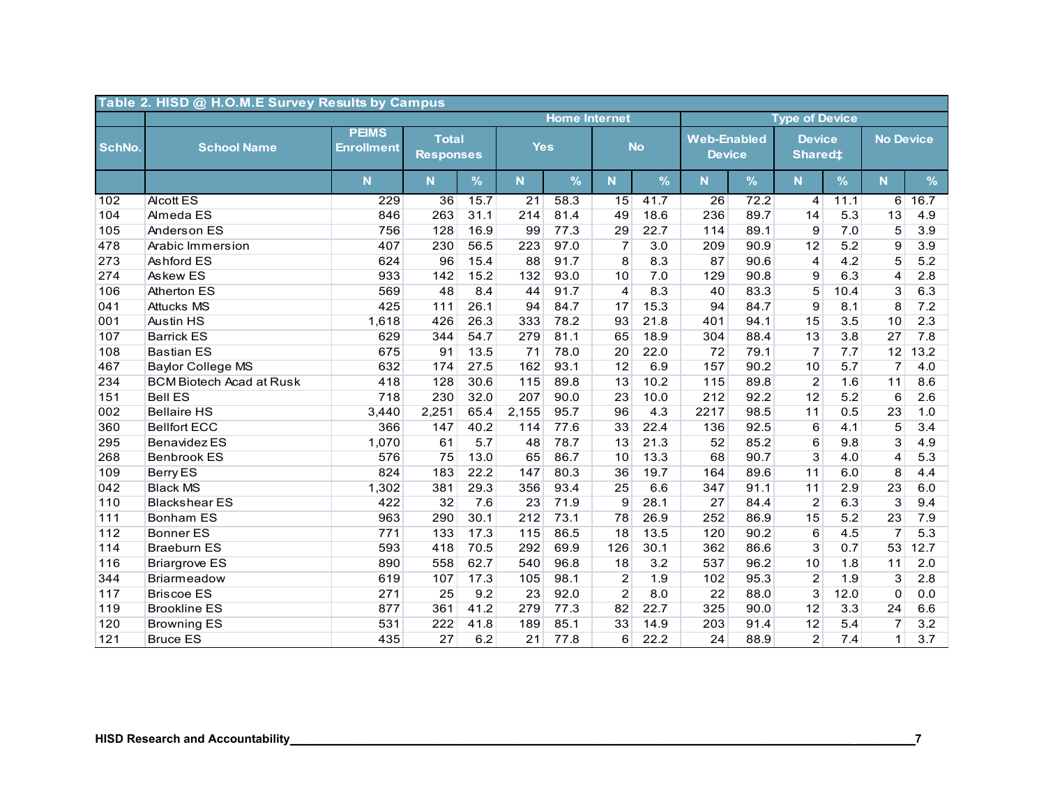| Table 2. HISD @ H.O.M.E Survey Results by Campus | | | | | | | | | | | | | | | |
|---|---|---|---|---|---|---|---|---|---|---|---|---|---|---|---|
| | | | | | Home Internet | | | | Type of Device | | | | | | |
| SchNo. | School Name | PEIMS Enrollment | Total Responses | | Yes | | No | | Web-Enabled Device | | Device Shared‡ | | No Device | | |
| | | N | N | % | N | % | N | % | N | % | N | % | N | % | |
| 102 | Alcott ES | 229 | 36 | 15.7 | 21 | 58.3 | 15 | 41.7 | 26 | 72.2 | 4 | 11.1 | 6 | 16.7 | |
| 104 | Almeda ES | 846 | 263 | 31.1 | 214 | 81.4 | 49 | 18.6 | 236 | 89.7 | 14 | 5.3 | 13 | 4.9 | |
| 105 | Anderson ES | 756 | 128 | 16.9 | 99 | 77.3 | 29 | 22.7 | 114 | 89.1 | 9 | 7.0 | 5 | 3.9 | |
| 478 | Arabic Immersion | 407 | 230 | 56.5 | 223 | 97.0 | 7 | 3.0 | 209 | 90.9 | 12 | 5.2 | 9 | 3.9 | |
| 273 | Ashford ES | 624 | 96 | 15.4 | 88 | 91.7 | 8 | 8.3 | 87 | 90.6 | 4 | 4.2 | 5 | 5.2 | |
| 274 | Askew ES | 933 | 142 | 15.2 | 132 | 93.0 | 10 | 7.0 | 129 | 90.8 | 9 | 6.3 | 4 | 2.8 | |
| 106 | Atherton ES | 569 | 48 | 8.4 | 44 | 91.7 | 4 | 8.3 | 40 | 83.3 | 5 | 10.4 | 3 | 6.3 | |
| 041 | Attucks MS | 425 | 111 | 26.1 | 94 | 84.7 | 17 | 15.3 | 94 | 84.7 | 9 | 8.1 | 8 | 7.2 | |
| 001 | Austin HS | 1,618 | 426 | 26.3 | 333 | 78.2 | 93 | 21.8 | 401 | 94.1 | 15 | 3.5 | 10 | 2.3 | |
| 107 | Barrick ES | 629 | 344 | 54.7 | 279 | 81.1 | 65 | 18.9 | 304 | 88.4 | 13 | 3.8 | 27 | 7.8 | |
| 108 | Bastian ES | 675 | 91 | 13.5 | 71 | 78.0 | 20 | 22.0 | 72 | 79.1 | 7 | 7.7 | 12 | 13.2 | |
| 467 | Baylor College MS | 632 | 174 | 27.5 | 162 | 93.1 | 12 | 6.9 | 157 | 90.2 | 10 | 5.7 | 7 | 4.0 | |
| 234 | BCM Biotech Acad at Rusk | 418 | 128 | 30.6 | 115 | 89.8 | 13 | 10.2 | 115 | 89.8 | 2 | 1.6 | 11 | 8.6 | |
| 151 | Bell ES | 718 | 230 | 32.0 | 207 | 90.0 | 23 | 10.0 | 212 | 92.2 | 12 | 5.2 | 6 | 2.6 | |
| 002 | Bellaire HS | 3,440 | 2,251 | 65.4 | 2,155 | 95.7 | 96 | 4.3 | 2217 | 98.5 | 11 | 0.5 | 23 | 1.0 | |
| 360 | Bellfort ECC | 366 | 147 | 40.2 | 114 | 77.6 | 33 | 22.4 | 136 | 92.5 | 6 | 4.1 | 5 | 3.4 | |
| 295 | Benavidez ES | 1,070 | 61 | 5.7 | 48 | 78.7 | 13 | 21.3 | 52 | 85.2 | 6 | 9.8 | 3 | 4.9 | |
| 268 | Benbrook ES | 576 | 75 | 13.0 | 65 | 86.7 | 10 | 13.3 | 68 | 90.7 | 3 | 4.0 | 4 | 5.3 | |
| 109 | Berry ES | 824 | 183 | 22.2 | 147 | 80.3 | 36 | 19.7 | 164 | 89.6 | 11 | 6.0 | 8 | 4.4 | |
| 042 | Black MS | 1,302 | 381 | 29.3 | 356 | 93.4 | 25 | 6.6 | 347 | 91.1 | 11 | 2.9 | 23 | 6.0 | |
| 110 | Blackshear ES | 422 | 32 | 7.6 | 23 | 71.9 | 9 | 28.1 | 27 | 84.4 | 2 | 6.3 | 3 | 9.4 | |
| 111 | Bonham ES | 963 | 290 | 30.1 | 212 | 73.1 | 78 | 26.9 | 252 | 86.9 | 15 | 5.2 | 23 | 7.9 | |
| 112 | Bonner ES | 771 | 133 | 17.3 | 115 | 86.5 | 18 | 13.5 | 120 | 90.2 | 6 | 4.5 | 7 | 5.3 | |
| 114 | Braeburn ES | 593 | 418 | 70.5 | 292 | 69.9 | 126 | 30.1 | 362 | 86.6 | 3 | 0.7 | 53 | 12.7 | |
| 116 | Briargrove ES | 890 | 558 | 62.7 | 540 | 96.8 | 18 | 3.2 | 537 | 96.2 | 10 | 1.8 | 11 | 2.0 | |
| 344 | Briarmeadow | 619 | 107 | 17.3 | 105 | 98.1 | 2 | 1.9 | 102 | 95.3 | 2 | 1.9 | 3 | 2.8 | |
| 117 | Briscoe ES | 271 | 25 | 9.2 | 23 | 92.0 | 2 | 8.0 | 22 | 88.0 | 3 | 12.0 | 0 | 0.0 | |
| 119 | Brookline ES | 877 | 361 | 41.2 | 279 | 77.3 | 82 | 22.7 | 325 | 90.0 | 12 | 3.3 | 24 | 6.6 | |
| 120 | Browning ES | 531 | 222 | 41.8 | 189 | 85.1 | 33 | 14.9 | 203 | 91.4 | 12 | 5.4 | 7 | 3.2 | |
| 121 | Bruce ES | 435 | 27 | 6.2 | 21 | 77.8 | 6 | 22.2 | 24 | 88.9 | 2 | 7.4 | 1 | 3.7 | |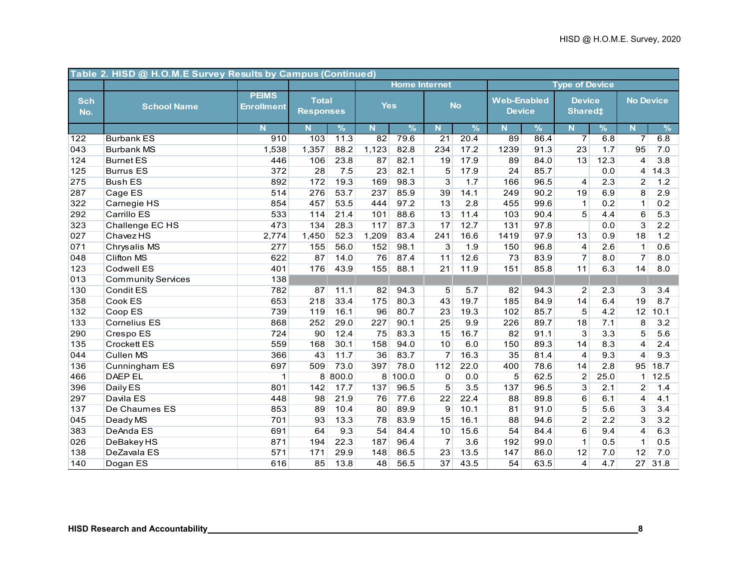**Table 2. HISD @ H.O.M.E Survey Results by Campus (Continued)**

| Sch No. | School Name | PEIMS Enrollment | Total Responses | | Home Internet | | | | Type of Device | | | | | |
|---|---|---|---|---|---|---|---|---|---|---|---|---|---|---|
| | | | | | Yes | | No | | Web-Enabled Device | | Device Shared‡ | | No Device | |
| | | N | N | % | N | % | N | % | N | % | N | % | N | % |
| 122 | Burbank ES | 910 | 103 | 11.3 | 82 | 79.6 | 21 | 20.4 | 89 | 86.4 | 7 | 6.8 | 7 | 6.8 |
| 043 | Burbank MS | 1,538 | 1,357 | 88.2 | 1,123 | 82.8 | 234 | 17.2 | 1239 | 91.3 | 23 | 1.7 | 95 | 7.0 |
| 124 | Burnet ES | 446 | 106 | 23.8 | 87 | 82.1 | 19 | 17.9 | 89 | 84.0 | 13 | 12.3 | 4 | 3.8 |
| 125 | Burrus ES | 372 | 28 | 7.5 | 23 | 82.1 | 5 | 17.9 | 24 | 85.7 | | 0.0 | 4 | 14.3 |
| 275 | Bush ES | 892 | 172 | 19.3 | 169 | 98.3 | 3 | 1.7 | 166 | 96.5 | 4 | 2.3 | 2 | 1.2 |
| 287 | Cage ES | 514 | 276 | 53.7 | 237 | 85.9 | 39 | 14.1 | 249 | 90.2 | 19 | 6.9 | 8 | 2.9 |
| 322 | Carnegie HS | 854 | 457 | 53.5 | 444 | 97.2 | 13 | 2.8 | 455 | 99.6 | 1 | 0.2 | 1 | 0.2 |
| 292 | Carrillo ES | 533 | 114 | 21.4 | 101 | 88.6 | 13 | 11.4 | 103 | 90.4 | 5 | 4.4 | 6 | 5.3 |
| 323 | Challenge EC HS | 473 | 134 | 28.3 | 117 | 87.3 | 17 | 12.7 | 131 | 97.8 | | 0.0 | 3 | 2.2 |
| 027 | Chavez HS | 2,774 | 1,450 | 52.3 | 1,209 | 83.4 | 241 | 16.6 | 1419 | 97.9 | 13 | 0.9 | 18 | 1.2 |
| 071 | Chrysalis MS | 277 | 155 | 56.0 | 152 | 98.1 | 3 | 1.9 | 150 | 96.8 | 4 | 2.6 | 1 | 0.6 |
| 048 | Clifton MS | 622 | 87 | 14.0 | 76 | 87.4 | 11 | 12.6 | 73 | 83.9 | 7 | 8.0 | 7 | 8.0 |
| 123 | Codwell ES | 401 | 176 | 43.9 | 155 | 88.1 | 21 | 11.9 | 151 | 85.8 | 11 | 6.3 | 14 | 8.0 |
| 013 | Community Services | 138 | | | | | | | | | | | | |
| 130 | Condit ES | 782 | 87 | 11.1 | 82 | 94.3 | 5 | 5.7 | 82 | 94.3 | 2 | 2.3 | 3 | 3.4 |
| 358 | Cook ES | 653 | 218 | 33.4 | 175 | 80.3 | 43 | 19.7 | 185 | 84.9 | 14 | 6.4 | 19 | 8.7 |
| 132 | Coop ES | 739 | 119 | 16.1 | 96 | 80.7 | 23 | 19.3 | 102 | 85.7 | 5 | 4.2 | 12 | 10.1 |
| 133 | Cornelius ES | 868 | 252 | 29.0 | 227 | 90.1 | 25 | 9.9 | 226 | 89.7 | 18 | 7.1 | 8 | 3.2 |
| 290 | Crespo ES | 724 | 90 | 12.4 | 75 | 83.3 | 15 | 16.7 | 82 | 91.1 | 3 | 3.3 | 5 | 5.6 |
| 135 | Crockett ES | 559 | 168 | 30.1 | 158 | 94.0 | 10 | 6.0 | 150 | 89.3 | 14 | 8.3 | 4 | 2.4 |
| 044 | Cullen MS | 366 | 43 | 11.7 | 36 | 83.7 | 7 | 16.3 | 35 | 81.4 | 4 | 9.3 | 4 | 9.3 |
| 136 | Cunningham ES | 697 | 509 | 73.0 | 397 | 78.0 | 112 | 22.0 | 400 | 78.6 | 14 | 2.8 | 95 | 18.7 |
| 466 | DAEP EL | 1 | 8 | 800.0 | 8 | 100.0 | 0 | 0.0 | 5 | 62.5 | 2 | 25.0 | 1 | 12.5 |
| 396 | Daily ES | 801 | 142 | 17.7 | 137 | 96.5 | 5 | 3.5 | 137 | 96.5 | 3 | 2.1 | 2 | 1.4 |
| 297 | Davila ES | 448 | 98 | 21.9 | 76 | 77.6 | 22 | 22.4 | 88 | 89.8 | 6 | 6.1 | 4 | 4.1 |
| 137 | De Chaumes ES | 853 | 89 | 10.4 | 80 | 89.9 | 9 | 10.1 | 81 | 91.0 | 5 | 5.6 | 3 | 3.4 |
| 045 | Deady MS | 701 | 93 | 13.3 | 78 | 83.9 | 15 | 16.1 | 88 | 94.6 | 2 | 2.2 | 3 | 3.2 |
| 383 | DeAnda ES | 691 | 64 | 9.3 | 54 | 84.4 | 10 | 15.6 | 54 | 84.4 | 6 | 9.4 | 4 | 6.3 |
| 026 | DeBakey HS | 871 | 194 | 22.3 | 187 | 96.4 | 7 | 3.6 | 192 | 99.0 | 1 | 0.5 | 1 | 0.5 |
| 138 | DeZavala ES | 571 | 171 | 29.9 | 148 | 86.5 | 23 | 13.5 | 147 | 86.0 | 12 | 7.0 | 12 | 7.0 |
| 140 | Dogan ES | 616 | 85 | 13.8 | 48 | 56.5 | 37 | 43.5 | 54 | 63.5 | 4 | 4.7 | 27 | 31.8 |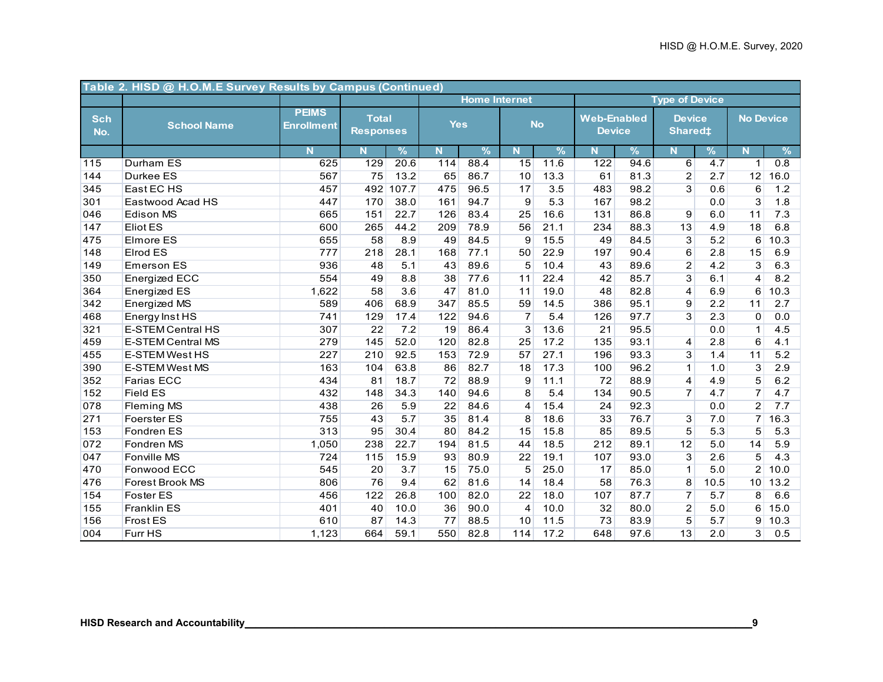| Table 2. HISD @ H.O.M.E Survey Results by Campus (Continued) | | | | | | | | | | | | | | |
|---|---|---|---|---|---|---|---|---|---|---|---|---|---|---|
| | | | | | Home Internet | | | | Type of Device | | | | | |
| Sch No. | School Name | PEIMS Enrollment | Total Responses | | Yes | | No | | Web-Enabled Device | | Device Shared‡ | | No Device | |
| | | N | N | % | N | % | N | % | N | % | N | % | N | % |
| 115 | Durham ES | 625 | 129 | 20.6 | 114 | 88.4 | 15 | 11.6 | 122 | 94.6 | 6 | 4.7 | 1 | 0.8 |
| 144 | Durkee ES | 567 | 75 | 13.2 | 65 | 86.7 | 10 | 13.3 | 61 | 81.3 | 2 | 2.7 | 12 | 16.0 |
| 345 | East EC HS | 457 | 492 | 107.7 | 475 | 96.5 | 17 | 3.5 | 483 | 98.2 | 3 | 0.6 | 6 | 1.2 |
| 301 | Eastwood Acad HS | 447 | 170 | 38.0 | 161 | 94.7 | 9 | 5.3 | 167 | 98.2 | | 0.0 | 3 | 1.8 |
| 046 | Edison MS | 665 | 151 | 22.7 | 126 | 83.4 | 25 | 16.6 | 131 | 86.8 | 9 | 6.0 | 11 | 7.3 |
| 147 | Eliot ES | 600 | 265 | 44.2 | 209 | 78.9 | 56 | 21.1 | 234 | 88.3 | 13 | 4.9 | 18 | 6.8 |
| 475 | Elmore ES | 655 | 58 | 8.9 | 49 | 84.5 | 9 | 15.5 | 49 | 84.5 | 3 | 5.2 | 6 | 10.3 |
| 148 | Elrod ES | 777 | 218 | 28.1 | 168 | 77.1 | 50 | 22.9 | 197 | 90.4 | 6 | 2.8 | 15 | 6.9 |
| 149 | Emerson ES | 936 | 48 | 5.1 | 43 | 89.6 | 5 | 10.4 | 43 | 89.6 | 2 | 4.2 | 3 | 6.3 |
| 350 | Energized ECC | 554 | 49 | 8.8 | 38 | 77.6 | 11 | 22.4 | 42 | 85.7 | 3 | 6.1 | 4 | 8.2 |
| 364 | Energized ES | 1,622 | 58 | 3.6 | 47 | 81.0 | 11 | 19.0 | 48 | 82.8 | 4 | 6.9 | 6 | 10.3 |
| 342 | Energized MS | 589 | 406 | 68.9 | 347 | 85.5 | 59 | 14.5 | 386 | 95.1 | 9 | 2.2 | 11 | 2.7 |
| 468 | Energy Inst HS | 741 | 129 | 17.4 | 122 | 94.6 | 7 | 5.4 | 126 | 97.7 | 3 | 2.3 | 0 | 0.0 |
| 321 | E-STEM Central HS | 307 | 22 | 7.2 | 19 | 86.4 | 3 | 13.6 | 21 | 95.5 | | 0.0 | 1 | 4.5 |
| 459 | E-STEM Central MS | 279 | 145 | 52.0 | 120 | 82.8 | 25 | 17.2 | 135 | 93.1 | 4 | 2.8 | 6 | 4.1 |
| 455 | E-STEM West HS | 227 | 210 | 92.5 | 153 | 72.9 | 57 | 27.1 | 196 | 93.3 | 3 | 1.4 | 11 | 5.2 |
| 390 | E-STEM West MS | 163 | 104 | 63.8 | 86 | 82.7 | 18 | 17.3 | 100 | 96.2 | 1 | 1.0 | 3 | 2.9 |
| 352 | Farias ECC | 434 | 81 | 18.7 | 72 | 88.9 | 9 | 11.1 | 72 | 88.9 | 4 | 4.9 | 5 | 6.2 |
| 152 | Field ES | 432 | 148 | 34.3 | 140 | 94.6 | 8 | 5.4 | 134 | 90.5 | 7 | 4.7 | 7 | 4.7 |
| 078 | Fleming MS | 438 | 26 | 5.9 | 22 | 84.6 | 4 | 15.4 | 24 | 92.3 | | 0.0 | 2 | 7.7 |
| 271 | Foerster ES | 755 | 43 | 5.7 | 35 | 81.4 | 8 | 18.6 | 33 | 76.7 | 3 | 7.0 | 7 | 16.3 |
| 153 | Fondren ES | 313 | 95 | 30.4 | 80 | 84.2 | 15 | 15.8 | 85 | 89.5 | 5 | 5.3 | 5 | 5.3 |
| 072 | Fondren MS | 1,050 | 238 | 22.7 | 194 | 81.5 | 44 | 18.5 | 212 | 89.1 | 12 | 5.0 | 14 | 5.9 |
| 047 | Fonville MS | 724 | 115 | 15.9 | 93 | 80.9 | 22 | 19.1 | 107 | 93.0 | 3 | 2.6 | 5 | 4.3 |
| 470 | Fonwood ECC | 545 | 20 | 3.7 | 15 | 75.0 | 5 | 25.0 | 17 | 85.0 | 1 | 5.0 | 2 | 10.0 |
| 476 | Forest Brook MS | 806 | 76 | 9.4 | 62 | 81.6 | 14 | 18.4 | 58 | 76.3 | 8 | 10.5 | 10 | 13.2 |
| 154 | Foster ES | 456 | 122 | 26.8 | 100 | 82.0 | 22 | 18.0 | 107 | 87.7 | 7 | 5.7 | 8 | 6.6 |
| 155 | Franklin ES | 401 | 40 | 10.0 | 36 | 90.0 | 4 | 10.0 | 32 | 80.0 | 2 | 5.0 | 6 | 15.0 |
| 156 | Frost ES | 610 | 87 | 14.3 | 77 | 88.5 | 10 | 11.5 | 73 | 83.9 | 5 | 5.7 | 9 | 10.3 |
| 004 | Furr HS | 1,123 | 664 | 59.1 | 550 | 82.8 | 114 | 17.2 | 648 | 97.6 | 13 | 2.0 | 3 | 0.5 |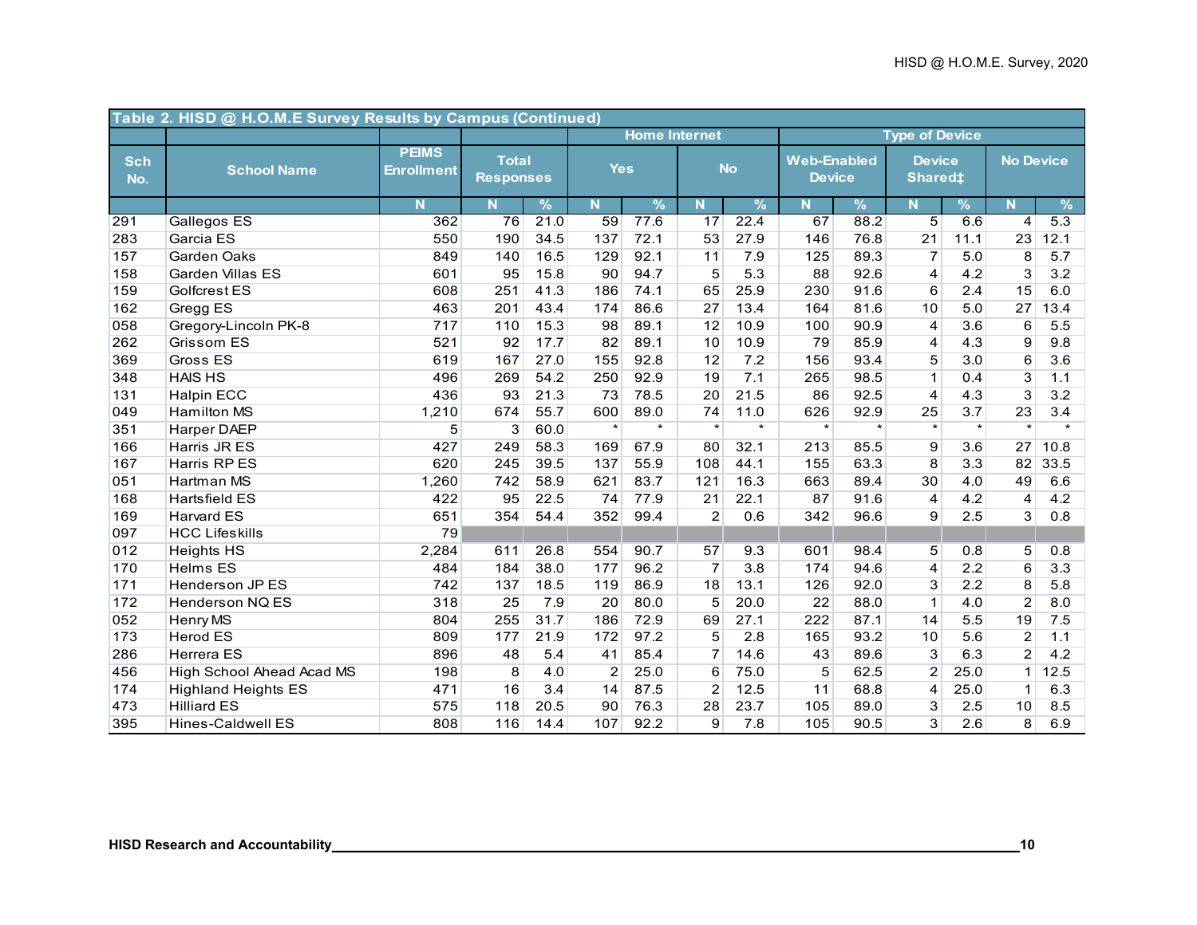**Table 2. HISD @ H.O.M.E Survey Results by Campus (Continued)**

| Sch No. | School Name | PEIMS Enrollment | Total Responses | | Home Internet | | | | Type of Device | | | | | |
|---|---|---|---|---|---|---|---|---|---|---|---|---|---|---|
| | | | | | Yes | | No | | Web-Enabled Device | | Device Shared‡ | | No Device | |
| | | N | N | % | N | % | N | % | N | % | N | % | N | % |
| 291 | Gallegos ES | 362 | 76 | 21.0 | 59 | 77.6 | 17 | 22.4 | 67 | 88.2 | 5 | 6.6 | 4 | 5.3 |
| 283 | Garcia ES | 550 | 190 | 34.5 | 137 | 72.1 | 53 | 27.9 | 146 | 76.8 | 21 | 11.1 | 23 | 12.1 |
| 157 | Garden Oaks | 849 | 140 | 16.5 | 129 | 92.1 | 11 | 7.9 | 125 | 89.3 | 7 | 5.0 | 8 | 5.7 |
| 158 | Garden Villas ES | 601 | 95 | 15.8 | 90 | 94.7 | 5 | 5.3 | 88 | 92.6 | 4 | 4.2 | 3 | 3.2 |
| 159 | Golfcrest ES | 608 | 251 | 41.3 | 186 | 74.1 | 65 | 25.9 | 230 | 91.6 | 6 | 2.4 | 15 | 6.0 |
| 162 | Gregg ES | 463 | 201 | 43.4 | 174 | 86.6 | 27 | 13.4 | 164 | 81.6 | 10 | 5.0 | 27 | 13.4 |
| 058 | Gregory-Lincoln PK-8 | 717 | 110 | 15.3 | 98 | 89.1 | 12 | 10.9 | 100 | 90.9 | 4 | 3.6 | 6 | 5.5 |
| 262 | Grissom ES | 521 | 92 | 17.7 | 82 | 89.1 | 10 | 10.9 | 79 | 85.9 | 4 | 4.3 | 9 | 9.8 |
| 369 | Gross ES | 619 | 167 | 27.0 | 155 | 92.8 | 12 | 7.2 | 156 | 93.4 | 5 | 3.0 | 6 | 3.6 |
| 348 | HAIS HS | 496 | 269 | 54.2 | 250 | 92.9 | 19 | 7.1 | 265 | 98.5 | 1 | 0.4 | 3 | 1.1 |
| 131 | Halpin ECC | 436 | 93 | 21.3 | 73 | 78.5 | 20 | 21.5 | 86 | 92.5 | 4 | 4.3 | 3 | 3.2 |
| 049 | Hamilton MS | 1,210 | 674 | 55.7 | 600 | 89.0 | 74 | 11.0 | 626 | 92.9 | 25 | 3.7 | 23 | 3.4 |
| 351 | Harper DAEP | 5 | 3 | 60.0 | * | * | * | * | * | * | * | * | * | * |
| 166 | Harris JR ES | 427 | 249 | 58.3 | 169 | 67.9 | 80 | 32.1 | 213 | 85.5 | 9 | 3.6 | 27 | 10.8 |
| 167 | Harris RP ES | 620 | 245 | 39.5 | 137 | 55.9 | 108 | 44.1 | 155 | 63.3 | 8 | 3.3 | 82 | 33.5 |
| 051 | Hartman MS | 1,260 | 742 | 58.9 | 621 | 83.7 | 121 | 16.3 | 663 | 89.4 | 30 | 4.0 | 49 | 6.6 |
| 168 | Hartsfield ES | 422 | 95 | 22.5 | 74 | 77.9 | 21 | 22.1 | 87 | 91.6 | 4 | 4.2 | 4 | 4.2 |
| 169 | Harvard ES | 651 | 354 | 54.4 | 352 | 99.4 | 2 | 0.6 | 342 | 96.6 | 9 | 2.5 | 3 | 0.8 |
| 097 | HCC Lifeskills | 79 | | | | | | | | | | | | |
| 012 | Heights HS | 2,284 | 611 | 26.8 | 554 | 90.7 | 57 | 9.3 | 601 | 98.4 | 5 | 0.8 | 5 | 0.8 |
| 170 | Helms ES | 484 | 184 | 38.0 | 177 | 96.2 | 7 | 3.8 | 174 | 94.6 | 4 | 2.2 | 6 | 3.3 |
| 171 | Henderson JP ES | 742 | 137 | 18.5 | 119 | 86.9 | 18 | 13.1 | 126 | 92.0 | 3 | 2.2 | 8 | 5.8 |
| 172 | Henderson NQ ES | 318 | 25 | 7.9 | 20 | 80.0 | 5 | 20.0 | 22 | 88.0 | 1 | 4.0 | 2 | 8.0 |
| 052 | Henry MS | 804 | 255 | 31.7 | 186 | 72.9 | 69 | 27.1 | 222 | 87.1 | 14 | 5.5 | 19 | 7.5 |
| 173 | Herod ES | 809 | 177 | 21.9 | 172 | 97.2 | 5 | 2.8 | 165 | 93.2 | 10 | 5.6 | 2 | 1.1 |
| 286 | Herrera ES | 896 | 48 | 5.4 | 41 | 85.4 | 7 | 14.6 | 43 | 89.6 | 3 | 6.3 | 2 | 4.2 |
| 456 | High School Ahead Acad MS | 198 | 8 | 4.0 | 2 | 25.0 | 6 | 75.0 | 5 | 62.5 | 2 | 25.0 | 1 | 12.5 |
| 174 | Highland Heights ES | 471 | 16 | 3.4 | 14 | 87.5 | 2 | 12.5 | 11 | 68.8 | 4 | 25.0 | 1 | 6.3 |
| 473 | Hilliard ES | 575 | 118 | 20.5 | 90 | 76.3 | 28 | 23.7 | 105 | 89.0 | 3 | 2.5 | 10 | 8.5 |
| 395 | Hines-Caldwell ES | 808 | 116 | 14.4 | 107 | 92.2 | 9 | 7.8 | 105 | 90.5 | 3 | 2.6 | 8 | 6.9 |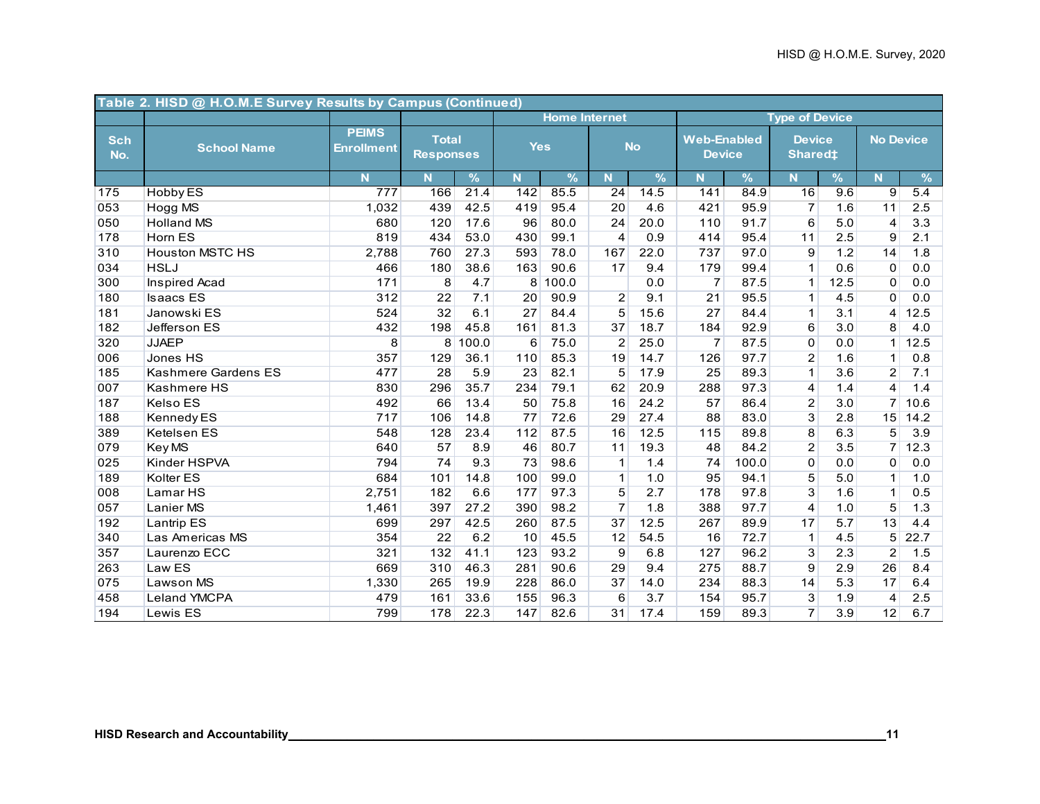| Table 2. HISD @ H.O.M.E Survey Results by Campus (Continued) | | | | | | | | | | | | | | |
|---|---|---|---|---|---|---|---|---|---|---|---|---|---|---|
| | | | | | Home Internet | | | | Type of Device | | | | | |
| Sch No. | School Name | PEIMS Enrollment | Total Responses | | Yes | | No | | Web-Enabled Device | | Device Shared‡ | | No Device | |
| | | N | N | % | N | % | N | % | N | % | N | % | N | % |
| 175 | Hobby ES | 777 | 166 | 21.4 | 142 | 85.5 | 24 | 14.5 | 141 | 84.9 | 16 | 9.6 | 9 | 5.4 |
| 053 | Hogg MS | 1,032 | 439 | 42.5 | 419 | 95.4 | 20 | 4.6 | 421 | 95.9 | 7 | 1.6 | 11 | 2.5 |
| 050 | Holland MS | 680 | 120 | 17.6 | 96 | 80.0 | 24 | 20.0 | 110 | 91.7 | 6 | 5.0 | 4 | 3.3 |
| 178 | Horn ES | 819 | 434 | 53.0 | 430 | 99.1 | 4 | 0.9 | 414 | 95.4 | 11 | 2.5 | 9 | 2.1 |
| 310 | Houston MSTC HS | 2,788 | 760 | 27.3 | 593 | 78.0 | 167 | 22.0 | 737 | 97.0 | 9 | 1.2 | 14 | 1.8 |
| 034 | HSLJ | 466 | 180 | 38.6 | 163 | 90.6 | 17 | 9.4 | 179 | 99.4 | 1 | 0.6 | 0 | 0.0 |
| 300 | Inspired Acad | 171 | 8 | 4.7 | 8 | 100.0 | | 0.0 | 7 | 87.5 | 1 | 12.5 | 0 | 0.0 |
| 180 | Isaacs ES | 312 | 22 | 7.1 | 20 | 90.9 | 2 | 9.1 | 21 | 95.5 | 1 | 4.5 | 0 | 0.0 |
| 181 | Janowski ES | 524 | 32 | 6.1 | 27 | 84.4 | 5 | 15.6 | 27 | 84.4 | 1 | 3.1 | 4 | 12.5 |
| 182 | Jefferson ES | 432 | 198 | 45.8 | 161 | 81.3 | 37 | 18.7 | 184 | 92.9 | 6 | 3.0 | 8 | 4.0 |
| 320 | JJAEP | 8 | 8 | 100.0 | 6 | 75.0 | 2 | 25.0 | 7 | 87.5 | 0 | 0.0 | 1 | 12.5 |
| 006 | Jones HS | 357 | 129 | 36.1 | 110 | 85.3 | 19 | 14.7 | 126 | 97.7 | 2 | 1.6 | 1 | 0.8 |
| 185 | Kashmere Gardens ES | 477 | 28 | 5.9 | 23 | 82.1 | 5 | 17.9 | 25 | 89.3 | 1 | 3.6 | 2 | 7.1 |
| 007 | Kashmere HS | 830 | 296 | 35.7 | 234 | 79.1 | 62 | 20.9 | 288 | 97.3 | 4 | 1.4 | 4 | 1.4 |
| 187 | Kelso ES | 492 | 66 | 13.4 | 50 | 75.8 | 16 | 24.2 | 57 | 86.4 | 2 | 3.0 | 7 | 10.6 |
| 188 | Kennedy ES | 717 | 106 | 14.8 | 77 | 72.6 | 29 | 27.4 | 88 | 83.0 | 3 | 2.8 | 15 | 14.2 |
| 389 | Ketelsen ES | 548 | 128 | 23.4 | 112 | 87.5 | 16 | 12.5 | 115 | 89.8 | 8 | 6.3 | 5 | 3.9 |
| 079 | Key MS | 640 | 57 | 8.9 | 46 | 80.7 | 11 | 19.3 | 48 | 84.2 | 2 | 3.5 | 7 | 12.3 |
| 025 | Kinder HSPVA | 794 | 74 | 9.3 | 73 | 98.6 | 1 | 1.4 | 74 | 100.0 | 0 | 0.0 | 0 | 0.0 |
| 189 | Kolter ES | 684 | 101 | 14.8 | 100 | 99.0 | 1 | 1.0 | 95 | 94.1 | 5 | 5.0 | 1 | 1.0 |
| 008 | Lamar HS | 2,751 | 182 | 6.6 | 177 | 97.3 | 5 | 2.7 | 178 | 97.8 | 3 | 1.6 | 1 | 0.5 |
| 057 | Lanier MS | 1,461 | 397 | 27.2 | 390 | 98.2 | 7 | 1.8 | 388 | 97.7 | 4 | 1.0 | 5 | 1.3 |
| 192 | Lantrip ES | 699 | 297 | 42.5 | 260 | 87.5 | 37 | 12.5 | 267 | 89.9 | 17 | 5.7 | 13 | 4.4 |
| 340 | Las Americas MS | 354 | 22 | 6.2 | 10 | 45.5 | 12 | 54.5 | 16 | 72.7 | 1 | 4.5 | 5 | 22.7 |
| 357 | Laurenzo ECC | 321 | 132 | 41.1 | 123 | 93.2 | 9 | 6.8 | 127 | 96.2 | 3 | 2.3 | 2 | 1.5 |
| 263 | Law ES | 669 | 310 | 46.3 | 281 | 90.6 | 29 | 9.4 | 275 | 88.7 | 9 | 2.9 | 26 | 8.4 |
| 075 | Lawson MS | 1,330 | 265 | 19.9 | 228 | 86.0 | 37 | 14.0 | 234 | 88.3 | 14 | 5.3 | 17 | 6.4 |
| 458 | Leland YMCPA | 479 | 161 | 33.6 | 155 | 96.3 | 6 | 3.7 | 154 | 95.7 | 3 | 1.9 | 4 | 2.5 |
| 194 | Lewis ES | 799 | 178 | 22.3 | 147 | 82.6 | 31 | 17.4 | 159 | 89.3 | 7 | 3.9 | 12 | 6.7 |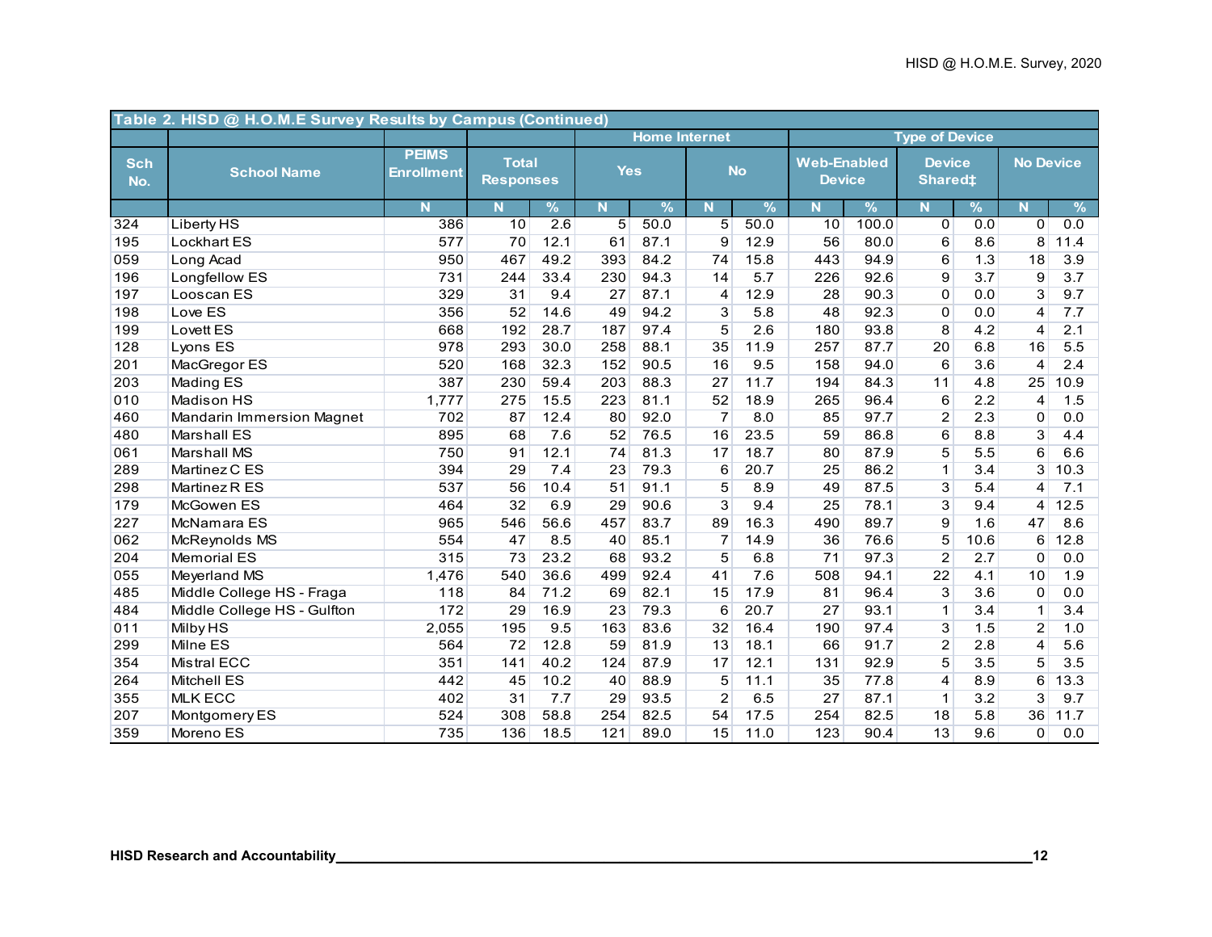| Table 2. HISD @ H.O.M.E Survey Results by Campus (Continued) | | | | | | | | | | | | | | |
|---|---|---|---|---|---|---|---|---|---|---|---|---|---|---|
| | | | | | Home Internet | | | | Type of Device | | | | | |
| Sch No. | School Name | PEIMS Enrollment | Total Responses | | Yes | | No | | Web-Enabled Device | | Device Shared‡ | | No Device | |
| | | N | N | % | N | % | N | % | N | % | N | % | N | % |
| 324 | Liberty HS | 386 | 10 | 2.6 | 5 | 50.0 | 5 | 50.0 | 10 | 100.0 | 0 | 0.0 | 0 | 0.0 |
| 195 | Lockhart ES | 577 | 70 | 12.1 | 61 | 87.1 | 9 | 12.9 | 56 | 80.0 | 6 | 8.6 | 8 | 11.4 |
| 059 | Long Acad | 950 | 467 | 49.2 | 393 | 84.2 | 74 | 15.8 | 443 | 94.9 | 6 | 1.3 | 18 | 3.9 |
| 196 | Longfellow ES | 731 | 244 | 33.4 | 230 | 94.3 | 14 | 5.7 | 226 | 92.6 | 9 | 3.7 | 9 | 3.7 |
| 197 | Looscan ES | 329 | 31 | 9.4 | 27 | 87.1 | 4 | 12.9 | 28 | 90.3 | 0 | 0.0 | 3 | 9.7 |
| 198 | Love ES | 356 | 52 | 14.6 | 49 | 94.2 | 3 | 5.8 | 48 | 92.3 | 0 | 0.0 | 4 | 7.7 |
| 199 | Lovett ES | 668 | 192 | 28.7 | 187 | 97.4 | 5 | 2.6 | 180 | 93.8 | 8 | 4.2 | 4 | 2.1 |
| 128 | Lyons ES | 978 | 293 | 30.0 | 258 | 88.1 | 35 | 11.9 | 257 | 87.7 | 20 | 6.8 | 16 | 5.5 |
| 201 | MacGregor ES | 520 | 168 | 32.3 | 152 | 90.5 | 16 | 9.5 | 158 | 94.0 | 6 | 3.6 | 4 | 2.4 |
| 203 | Mading ES | 387 | 230 | 59.4 | 203 | 88.3 | 27 | 11.7 | 194 | 84.3 | 11 | 4.8 | 25 | 10.9 |
| 010 | Madison HS | 1,777 | 275 | 15.5 | 223 | 81.1 | 52 | 18.9 | 265 | 96.4 | 6 | 2.2 | 4 | 1.5 |
| 460 | Mandarin Immersion Magnet | 702 | 87 | 12.4 | 80 | 92.0 | 7 | 8.0 | 85 | 97.7 | 2 | 2.3 | 0 | 0.0 |
| 480 | Marshall ES | 895 | 68 | 7.6 | 52 | 76.5 | 16 | 23.5 | 59 | 86.8 | 6 | 8.8 | 3 | 4.4 |
| 061 | Marshall MS | 750 | 91 | 12.1 | 74 | 81.3 | 17 | 18.7 | 80 | 87.9 | 5 | 5.5 | 6 | 6.6 |
| 289 | Martinez C ES | 394 | 29 | 7.4 | 23 | 79.3 | 6 | 20.7 | 25 | 86.2 | 1 | 3.4 | 3 | 10.3 |
| 298 | Martinez R ES | 537 | 56 | 10.4 | 51 | 91.1 | 5 | 8.9 | 49 | 87.5 | 3 | 5.4 | 4 | 7.1 |
| 179 | McGowen ES | 464 | 32 | 6.9 | 29 | 90.6 | 3 | 9.4 | 25 | 78.1 | 3 | 9.4 | 4 | 12.5 |
| 227 | McNamara ES | 965 | 546 | 56.6 | 457 | 83.7 | 89 | 16.3 | 490 | 89.7 | 9 | 1.6 | 47 | 8.6 |
| 062 | McReynolds MS | 554 | 47 | 8.5 | 40 | 85.1 | 7 | 14.9 | 36 | 76.6 | 5 | 10.6 | 6 | 12.8 |
| 204 | Memorial ES | 315 | 73 | 23.2 | 68 | 93.2 | 5 | 6.8 | 71 | 97.3 | 2 | 2.7 | 0 | 0.0 |
| 055 | Meyerland MS | 1,476 | 540 | 36.6 | 499 | 92.4 | 41 | 7.6 | 508 | 94.1 | 22 | 4.1 | 10 | 1.9 |
| 485 | Middle College HS - Fraga | 118 | 84 | 71.2 | 69 | 82.1 | 15 | 17.9 | 81 | 96.4 | 3 | 3.6 | 0 | 0.0 |
| 484 | Middle College HS - Gulfton | 172 | 29 | 16.9 | 23 | 79.3 | 6 | 20.7 | 27 | 93.1 | 1 | 3.4 | 1 | 3.4 |
| 011 | Milby HS | 2,055 | 195 | 9.5 | 163 | 83.6 | 32 | 16.4 | 190 | 97.4 | 3 | 1.5 | 2 | 1.0 |
| 299 | Milne ES | 564 | 72 | 12.8 | 59 | 81.9 | 13 | 18.1 | 66 | 91.7 | 2 | 2.8 | 4 | 5.6 |
| 354 | Mistral ECC | 351 | 141 | 40.2 | 124 | 87.9 | 17 | 12.1 | 131 | 92.9 | 5 | 3.5 | 5 | 3.5 |
| 264 | Mitchell ES | 442 | 45 | 10.2 | 40 | 88.9 | 5 | 11.1 | 35 | 77.8 | 4 | 8.9 | 6 | 13.3 |
| 355 | MLK ECC | 402 | 31 | 7.7 | 29 | 93.5 | 2 | 6.5 | 27 | 87.1 | 1 | 3.2 | 3 | 9.7 |
| 207 | Montgomery ES | 524 | 308 | 58.8 | 254 | 82.5 | 54 | 17.5 | 254 | 82.5 | 18 | 5.8 | 36 | 11.7 |
| 359 | Moreno ES | 735 | 136 | 18.5 | 121 | 89.0 | 15 | 11.0 | 123 | 90.4 | 13 | 9.6 | 0 | 0.0 |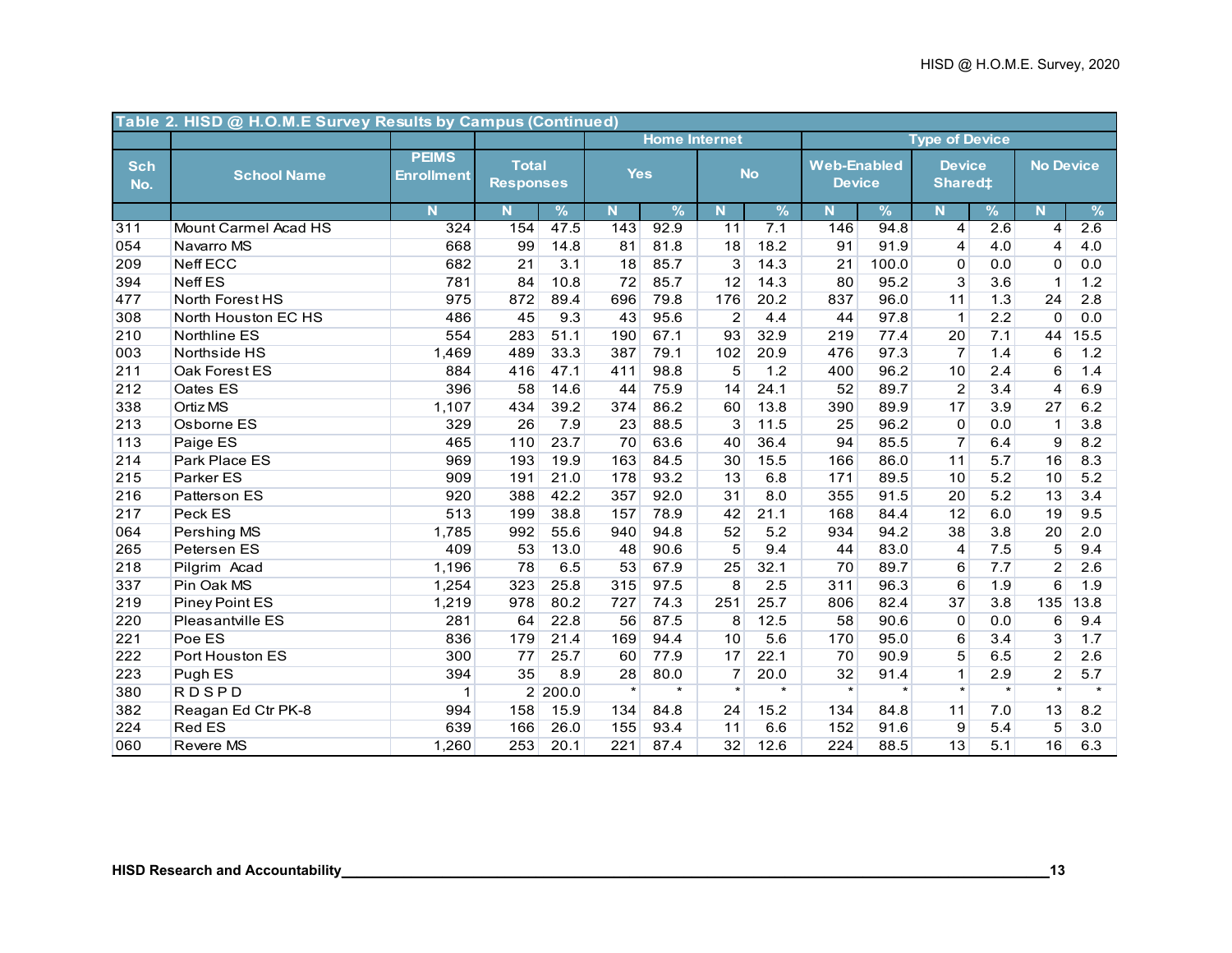**Table 2. HISD @ H.O.M.E Survey Results by Campus (Continued)**

| Sch No. | School Name | PEIMS Enrollment | Total Responses | | Home Internet | | | | Type of Device | | | | | |
|---|---|---|---|---|---|---|---|---|---|---|---|---|---|---|
| | | | | | Yes | | No | | Web-Enabled Device | | Device Shared‡ | | No Device | |
| | | N | N | % | N | % | N | % | N | % | N | % | N | % |
| 311 | Mount Carmel Acad HS | 324 | 154 | 47.5 | 143 | 92.9 | 11 | 7.1 | 146 | 94.8 | 4 | 2.6 | 4 | 2.6 |
| 054 | Navarro MS | 668 | 99 | 14.8 | 81 | 81.8 | 18 | 18.2 | 91 | 91.9 | 4 | 4.0 | 4 | 4.0 |
| 209 | Neff ECC | 682 | 21 | 3.1 | 18 | 85.7 | 3 | 14.3 | 21 | 100.0 | 0 | 0.0 | 0 | 0.0 |
| 394 | Neff ES | 781 | 84 | 10.8 | 72 | 85.7 | 12 | 14.3 | 80 | 95.2 | 3 | 3.6 | 1 | 1.2 |
| 477 | North Forest HS | 975 | 872 | 89.4 | 696 | 79.8 | 176 | 20.2 | 837 | 96.0 | 11 | 1.3 | 24 | 2.8 |
| 308 | North Houston EC HS | 486 | 45 | 9.3 | 43 | 95.6 | 2 | 4.4 | 44 | 97.8 | 1 | 2.2 | 0 | 0.0 |
| 210 | Northline ES | 554 | 283 | 51.1 | 190 | 67.1 | 93 | 32.9 | 219 | 77.4 | 20 | 7.1 | 44 | 15.5 |
| 003 | Northside HS | 1,469 | 489 | 33.3 | 387 | 79.1 | 102 | 20.9 | 476 | 97.3 | 7 | 1.4 | 6 | 1.2 |
| 211 | Oak Forest ES | 884 | 416 | 47.1 | 411 | 98.8 | 5 | 1.2 | 400 | 96.2 | 10 | 2.4 | 6 | 1.4 |
| 212 | Oates ES | 396 | 58 | 14.6 | 44 | 75.9 | 14 | 24.1 | 52 | 89.7 | 2 | 3.4 | 4 | 6.9 |
| 338 | Ortiz MS | 1,107 | 434 | 39.2 | 374 | 86.2 | 60 | 13.8 | 390 | 89.9 | 17 | 3.9 | 27 | 6.2 |
| 213 | Osborne ES | 329 | 26 | 7.9 | 23 | 88.5 | 3 | 11.5 | 25 | 96.2 | 0 | 0.0 | 1 | 3.8 |
| 113 | Paige ES | 465 | 110 | 23.7 | 70 | 63.6 | 40 | 36.4 | 94 | 85.5 | 7 | 6.4 | 9 | 8.2 |
| 214 | Park Place ES | 969 | 193 | 19.9 | 163 | 84.5 | 30 | 15.5 | 166 | 86.0 | 11 | 5.7 | 16 | 8.3 |
| 215 | Parker ES | 909 | 191 | 21.0 | 178 | 93.2 | 13 | 6.8 | 171 | 89.5 | 10 | 5.2 | 10 | 5.2 |
| 216 | Patterson ES | 920 | 388 | 42.2 | 357 | 92.0 | 31 | 8.0 | 355 | 91.5 | 20 | 5.2 | 13 | 3.4 |
| 217 | Peck ES | 513 | 199 | 38.8 | 157 | 78.9 | 42 | 21.1 | 168 | 84.4 | 12 | 6.0 | 19 | 9.5 |
| 064 | Pershing MS | 1,785 | 992 | 55.6 | 940 | 94.8 | 52 | 5.2 | 934 | 94.2 | 38 | 3.8 | 20 | 2.0 |
| 265 | Petersen ES | 409 | 53 | 13.0 | 48 | 90.6 | 5 | 9.4 | 44 | 83.0 | 4 | 7.5 | 5 | 9.4 |
| 218 | Pilgrim Acad | 1,196 | 78 | 6.5 | 53 | 67.9 | 25 | 32.1 | 70 | 89.7 | 6 | 7.7 | 2 | 2.6 |
| 337 | Pin Oak MS | 1,254 | 323 | 25.8 | 315 | 97.5 | 8 | 2.5 | 311 | 96.3 | 6 | 1.9 | 6 | 1.9 |
| 219 | Piney Point ES | 1,219 | 978 | 80.2 | 727 | 74.3 | 251 | 25.7 | 806 | 82.4 | 37 | 3.8 | 135 | 13.8 |
| 220 | Pleasantville ES | 281 | 64 | 22.8 | 56 | 87.5 | 8 | 12.5 | 58 | 90.6 | 0 | 0.0 | 6 | 9.4 |
| 221 | Poe ES | 836 | 179 | 21.4 | 169 | 94.4 | 10 | 5.6 | 170 | 95.0 | 6 | 3.4 | 3 | 1.7 |
| 222 | Port Houston ES | 300 | 77 | 25.7 | 60 | 77.9 | 17 | 22.1 | 70 | 90.9 | 5 | 6.5 | 2 | 2.6 |
| 223 | Pugh ES | 394 | 35 | 8.9 | 28 | 80.0 | 7 | 20.0 | 32 | 91.4 | 1 | 2.9 | 2 | 5.7 |
| 380 | R D S P D | 1 | 2 | 200.0 | * | * | * | * | * | * | * | * | * | * |
| 382 | Reagan Ed Ctr PK-8 | 994 | 158 | 15.9 | 134 | 84.8 | 24 | 15.2 | 134 | 84.8 | 11 | 7.0 | 13 | 8.2 |
| 224 | Red ES | 639 | 166 | 26.0 | 155 | 93.4 | 11 | 6.6 | 152 | 91.6 | 9 | 5.4 | 5 | 3.0 |
| 060 | Revere MS | 1,260 | 253 | 20.1 | 221 | 87.4 | 32 | 12.6 | 224 | 88.5 | 13 | 5.1 | 16 | 6.3 |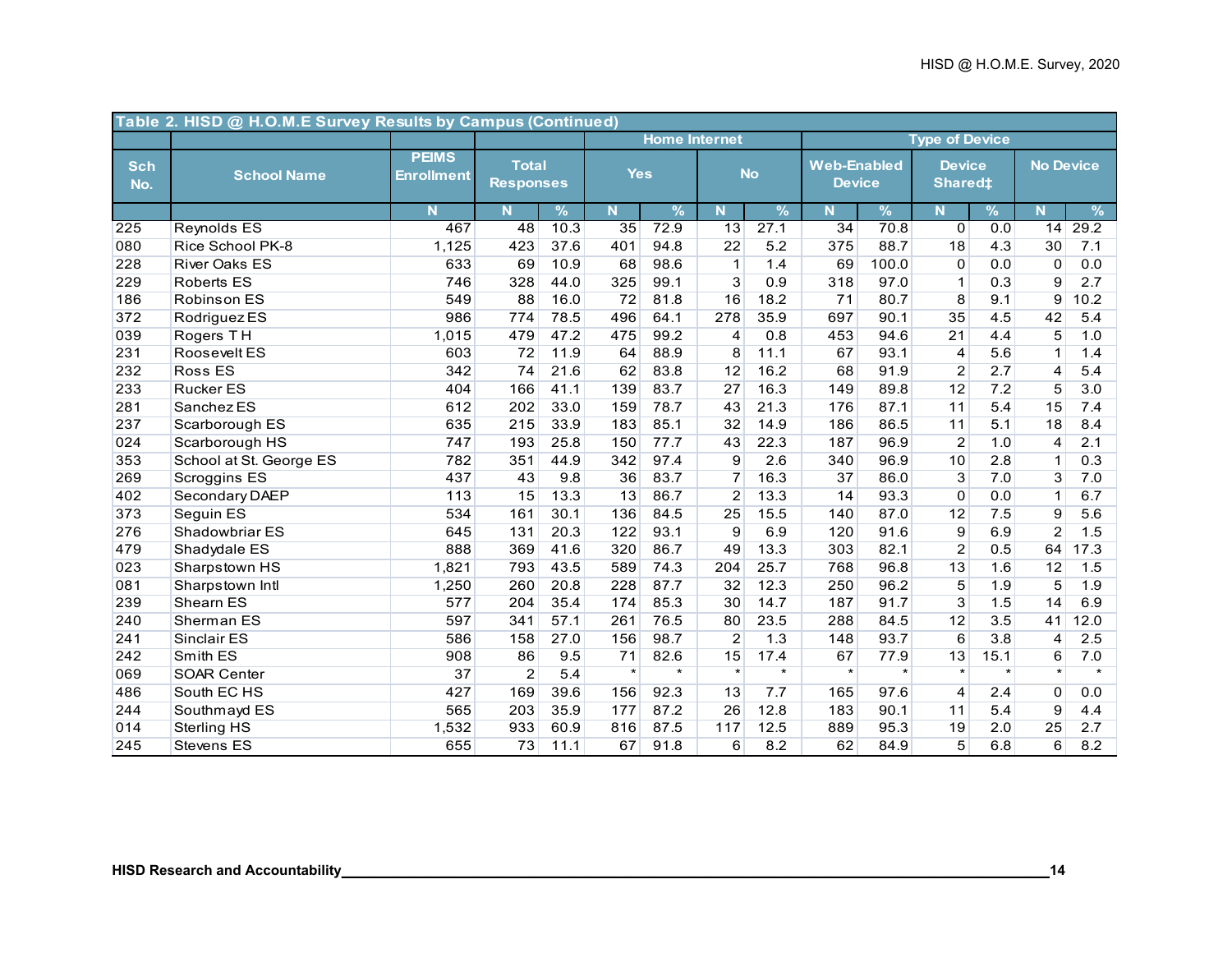| Table 2. HISD @ H.O.M.E Survey Results by Campus (Continued) | | | | | | | | | | | | | | |
|---|---|---|---|---|---|---|---|---|---|---|---|---|---|---|
| | | | | | Home Internet | | | | Type of Device | | | | | |
| Sch No. | School Name | PEIMS Enrollment | Total Responses | | Yes | | No | | Web-Enabled Device | | Device Shared‡ | | No Device | |
| | | N | N | % | N | % | N | % | N | % | N | % | N | % |
| 225 | Reynolds ES | 467 | 48 | 10.3 | 35 | 72.9 | 13 | 27.1 | 34 | 70.8 | 0 | 0.0 | 14 | 29.2 |
| 080 | Rice School PK-8 | 1,125 | 423 | 37.6 | 401 | 94.8 | 22 | 5.2 | 375 | 88.7 | 18 | 4.3 | 30 | 7.1 |
| 228 | River Oaks ES | 633 | 69 | 10.9 | 68 | 98.6 | 1 | 1.4 | 69 | 100.0 | 0 | 0.0 | 0 | 0.0 |
| 229 | Roberts ES | 746 | 328 | 44.0 | 325 | 99.1 | 3 | 0.9 | 318 | 97.0 | 1 | 0.3 | 9 | 2.7 |
| 186 | Robinson ES | 549 | 88 | 16.0 | 72 | 81.8 | 16 | 18.2 | 71 | 80.7 | 8 | 9.1 | 9 | 10.2 |
| 372 | Rodriguez ES | 986 | 774 | 78.5 | 496 | 64.1 | 278 | 35.9 | 697 | 90.1 | 35 | 4.5 | 42 | 5.4 |
| 039 | Rogers T H | 1,015 | 479 | 47.2 | 475 | 99.2 | 4 | 0.8 | 453 | 94.6 | 21 | 4.4 | 5 | 1.0 |
| 231 | Roosevelt ES | 603 | 72 | 11.9 | 64 | 88.9 | 8 | 11.1 | 67 | 93.1 | 4 | 5.6 | 1 | 1.4 |
| 232 | Ross ES | 342 | 74 | 21.6 | 62 | 83.8 | 12 | 16.2 | 68 | 91.9 | 2 | 2.7 | 4 | 5.4 |
| 233 | Rucker ES | 404 | 166 | 41.1 | 139 | 83.7 | 27 | 16.3 | 149 | 89.8 | 12 | 7.2 | 5 | 3.0 |
| 281 | Sanchez ES | 612 | 202 | 33.0 | 159 | 78.7 | 43 | 21.3 | 176 | 87.1 | 11 | 5.4 | 15 | 7.4 |
| 237 | Scarborough ES | 635 | 215 | 33.9 | 183 | 85.1 | 32 | 14.9 | 186 | 86.5 | 11 | 5.1 | 18 | 8.4 |
| 024 | Scarborough HS | 747 | 193 | 25.8 | 150 | 77.7 | 43 | 22.3 | 187 | 96.9 | 2 | 1.0 | 4 | 2.1 |
| 353 | School at St. George ES | 782 | 351 | 44.9 | 342 | 97.4 | 9 | 2.6 | 340 | 96.9 | 10 | 2.8 | 1 | 0.3 |
| 269 | Scroggins ES | 437 | 43 | 9.8 | 36 | 83.7 | 7 | 16.3 | 37 | 86.0 | 3 | 7.0 | 3 | 7.0 |
| 402 | Secondary DAEP | 113 | 15 | 13.3 | 13 | 86.7 | 2 | 13.3 | 14 | 93.3 | 0 | 0.0 | 1 | 6.7 |
| 373 | Seguin ES | 534 | 161 | 30.1 | 136 | 84.5 | 25 | 15.5 | 140 | 87.0 | 12 | 7.5 | 9 | 5.6 |
| 276 | Shadowbriar ES | 645 | 131 | 20.3 | 122 | 93.1 | 9 | 6.9 | 120 | 91.6 | 9 | 6.9 | 2 | 1.5 |
| 479 | Shadydale ES | 888 | 369 | 41.6 | 320 | 86.7 | 49 | 13.3 | 303 | 82.1 | 2 | 0.5 | 64 | 17.3 |
| 023 | Sharpstown HS | 1,821 | 793 | 43.5 | 589 | 74.3 | 204 | 25.7 | 768 | 96.8 | 13 | 1.6 | 12 | 1.5 |
| 081 | Sharpstown Intl | 1,250 | 260 | 20.8 | 228 | 87.7 | 32 | 12.3 | 250 | 96.2 | 5 | 1.9 | 5 | 1.9 |
| 239 | Shearn ES | 577 | 204 | 35.4 | 174 | 85.3 | 30 | 14.7 | 187 | 91.7 | 3 | 1.5 | 14 | 6.9 |
| 240 | Sherman ES | 597 | 341 | 57.1 | 261 | 76.5 | 80 | 23.5 | 288 | 84.5 | 12 | 3.5 | 41 | 12.0 |
| 241 | Sinclair ES | 586 | 158 | 27.0 | 156 | 98.7 | 2 | 1.3 | 148 | 93.7 | 6 | 3.8 | 4 | 2.5 |
| 242 | Smith ES | 908 | 86 | 9.5 | 71 | 82.6 | 15 | 17.4 | 67 | 77.9 | 13 | 15.1 | 6 | 7.0 |
| 069 | SOAR Center | 37 | 2 | 5.4 | * | * | * | * | * | * | * | * | * | * |
| 486 | South EC HS | 427 | 169 | 39.6 | 156 | 92.3 | 13 | 7.7 | 165 | 97.6 | 4 | 2.4 | 0 | 0.0 |
| 244 | Southmayd ES | 565 | 203 | 35.9 | 177 | 87.2 | 26 | 12.8 | 183 | 90.1 | 11 | 5.4 | 9 | 4.4 |
| 014 | Sterling HS | 1,532 | 933 | 60.9 | 816 | 87.5 | 117 | 12.5 | 889 | 95.3 | 19 | 2.0 | 25 | 2.7 |
| 245 | Stevens ES | 655 | 73 | 11.1 | 67 | 91.8 | 6 | 8.2 | 62 | 84.9 | 5 | 6.8 | 6 | 8.2 |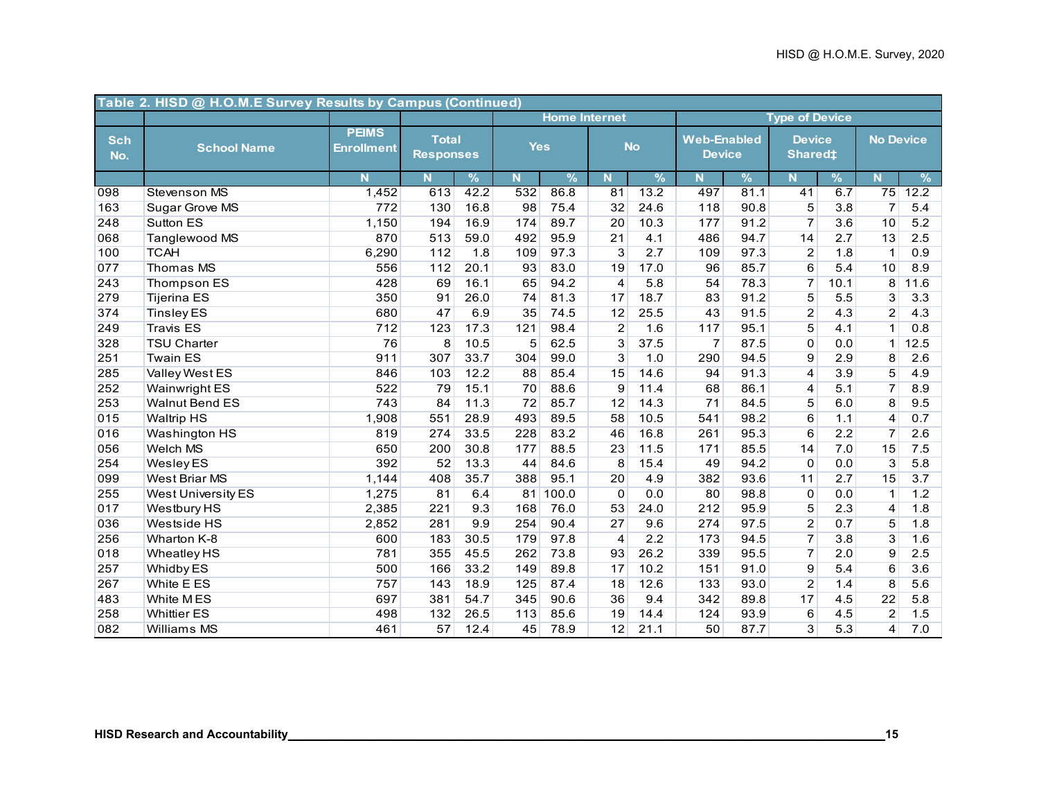| Table 2. HISD @ H.O.M.E Survey Results by Campus (Continued) | | | | | | | | | | | | | | |
|---|---|---|---|---|---|---|---|---|---|---|---|---|---|---|
| | | | | | Home Internet | | | | Type of Device | | | | | |
| Sch No. | School Name | PEIMS Enrollment | Total Responses | | Yes | | No | | Web-Enabled Device | | Device Shared‡ | | No Device | |
| | | N | N | % | N | % | N | % | N | % | N | % | N | % |
| 098 | Stevenson MS | 1,452 | 613 | 42.2 | 532 | 86.8 | 81 | 13.2 | 497 | 81.1 | 41 | 6.7 | 75 | 12.2 |
| 163 | Sugar Grove MS | 772 | 130 | 16.8 | 98 | 75.4 | 32 | 24.6 | 118 | 90.8 | 5 | 3.8 | 7 | 5.4 |
| 248 | Sutton ES | 1,150 | 194 | 16.9 | 174 | 89.7 | 20 | 10.3 | 177 | 91.2 | 7 | 3.6 | 10 | 5.2 |
| 068 | Tanglewood MS | 870 | 513 | 59.0 | 492 | 95.9 | 21 | 4.1 | 486 | 94.7 | 14 | 2.7 | 13 | 2.5 |
| 100 | TCAH | 6,290 | 112 | 1.8 | 109 | 97.3 | 3 | 2.7 | 109 | 97.3 | 2 | 1.8 | 1 | 0.9 |
| 077 | Thomas MS | 556 | 112 | 20.1 | 93 | 83.0 | 19 | 17.0 | 96 | 85.7 | 6 | 5.4 | 10 | 8.9 |
| 243 | Thompson ES | 428 | 69 | 16.1 | 65 | 94.2 | 4 | 5.8 | 54 | 78.3 | 7 | 10.1 | 8 | 11.6 |
| 279 | Tijerina ES | 350 | 91 | 26.0 | 74 | 81.3 | 17 | 18.7 | 83 | 91.2 | 5 | 5.5 | 3 | 3.3 |
| 374 | Tinsley ES | 680 | 47 | 6.9 | 35 | 74.5 | 12 | 25.5 | 43 | 91.5 | 2 | 4.3 | 2 | 4.3 |
| 249 | Travis ES | 712 | 123 | 17.3 | 121 | 98.4 | 2 | 1.6 | 117 | 95.1 | 5 | 4.1 | 1 | 0.8 |
| 328 | TSU Charter | 76 | 8 | 10.5 | 5 | 62.5 | 3 | 37.5 | 7 | 87.5 | 0 | 0.0 | 1 | 12.5 |
| 251 | Twain ES | 911 | 307 | 33.7 | 304 | 99.0 | 3 | 1.0 | 290 | 94.5 | 9 | 2.9 | 8 | 2.6 |
| 285 | Valley West ES | 846 | 103 | 12.2 | 88 | 85.4 | 15 | 14.6 | 94 | 91.3 | 4 | 3.9 | 5 | 4.9 |
| 252 | Wainwright ES | 522 | 79 | 15.1 | 70 | 88.6 | 9 | 11.4 | 68 | 86.1 | 4 | 5.1 | 7 | 8.9 |
| 253 | Walnut Bend ES | 743 | 84 | 11.3 | 72 | 85.7 | 12 | 14.3 | 71 | 84.5 | 5 | 6.0 | 8 | 9.5 |
| 015 | Waltrip HS | 1,908 | 551 | 28.9 | 493 | 89.5 | 58 | 10.5 | 541 | 98.2 | 6 | 1.1 | 4 | 0.7 |
| 016 | Washington HS | 819 | 274 | 33.5 | 228 | 83.2 | 46 | 16.8 | 261 | 95.3 | 6 | 2.2 | 7 | 2.6 |
| 056 | Welch MS | 650 | 200 | 30.8 | 177 | 88.5 | 23 | 11.5 | 171 | 85.5 | 14 | 7.0 | 15 | 7.5 |
| 254 | Wesley ES | 392 | 52 | 13.3 | 44 | 84.6 | 8 | 15.4 | 49 | 94.2 | 0 | 0.0 | 3 | 5.8 |
| 099 | West Briar MS | 1,144 | 408 | 35.7 | 388 | 95.1 | 20 | 4.9 | 382 | 93.6 | 11 | 2.7 | 15 | 3.7 |
| 255 | West University ES | 1,275 | 81 | 6.4 | 81 | 100.0 | 0 | 0.0 | 80 | 98.8 | 0 | 0.0 | 1 | 1.2 |
| 017 | Westbury HS | 2,385 | 221 | 9.3 | 168 | 76.0 | 53 | 24.0 | 212 | 95.9 | 5 | 2.3 | 4 | 1.8 |
| 036 | Westside HS | 2,852 | 281 | 9.9 | 254 | 90.4 | 27 | 9.6 | 274 | 97.5 | 2 | 0.7 | 5 | 1.8 |
| 256 | Wharton K-8 | 600 | 183 | 30.5 | 179 | 97.8 | 4 | 2.2 | 173 | 94.5 | 7 | 3.8 | 3 | 1.6 |
| 018 | Wheatley HS | 781 | 355 | 45.5 | 262 | 73.8 | 93 | 26.2 | 339 | 95.5 | 7 | 2.0 | 9 | 2.5 |
| 257 | Whidby ES | 500 | 166 | 33.2 | 149 | 89.8 | 17 | 10.2 | 151 | 91.0 | 9 | 5.4 | 6 | 3.6 |
| 267 | White E ES | 757 | 143 | 18.9 | 125 | 87.4 | 18 | 12.6 | 133 | 93.0 | 2 | 1.4 | 8 | 5.6 |
| 483 | White M ES | 697 | 381 | 54.7 | 345 | 90.6 | 36 | 9.4 | 342 | 89.8 | 17 | 4.5 | 22 | 5.8 |
| 258 | Whittier ES | 498 | 132 | 26.5 | 113 | 85.6 | 19 | 14.4 | 124 | 93.9 | 6 | 4.5 | 2 | 1.5 |
| 082 | Williams MS | 461 | 57 | 12.4 | 45 | 78.9 | 12 | 21.1 | 50 | 87.7 | 3 | 5.3 | 4 | 7.0 |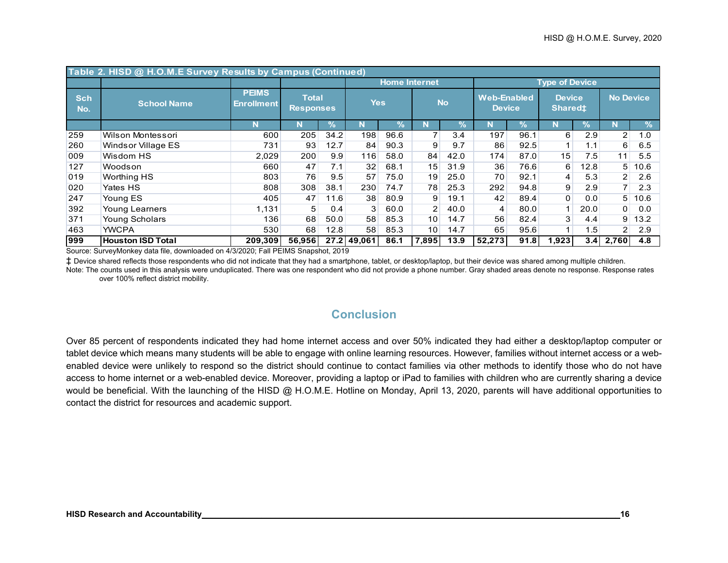| Table 2. HISD @ H.O.M.E Survey Results by Campus (Continued) | | | | | | | | | | | | | | |
|---|---|---|---|---|---|---|---|---|---|---|---|---|---|---|
| | | | | | Home Internet | | | | Type of Device | | | | | |
| Sch No. | School Name | PEIMS Enrollment | Total Responses | | Yes | | No | | Web-Enabled Device | | Device Shared‡ | | No Device | |
| | | N | N | % | N | % | N | % | N | % | N | % | N | % |
| 259 | Wilson Montessori | 600 | 205 | 34.2 | 198 | 96.6 | 7 | 3.4 | 197 | 96.1 | 6 | 2.9 | 2 | 1.0 |
| 260 | Windsor Village ES | 731 | 93 | 12.7 | 84 | 90.3 | 9 | 9.7 | 86 | 92.5 | 1 | 1.1 | 6 | 6.5 |
| 009 | Wisdom HS | 2,029 | 200 | 9.9 | 116 | 58.0 | 84 | 42.0 | 174 | 87.0 | 15 | 7.5 | 11 | 5.5 |
| 127 | Woodson | 660 | 47 | 7.1 | 32 | 68.1 | 15 | 31.9 | 36 | 76.6 | 6 | 12.8 | 5 | 10.6 |
| 019 | Worthing HS | 803 | 76 | 9.5 | 57 | 75.0 | 19 | 25.0 | 70 | 92.1 | 4 | 5.3 | 2 | 2.6 |
| 020 | Yates HS | 808 | 308 | 38.1 | 230 | 74.7 | 78 | 25.3 | 292 | 94.8 | 9 | 2.9 | 7 | 2.3 |
| 247 | Young ES | 405 | 47 | 11.6 | 38 | 80.9 | 9 | 19.1 | 42 | 89.4 | 0 | 0.0 | 5 | 10.6 |
| 392 | Young Learners | 1,131 | 5 | 0.4 | 3 | 60.0 | 2 | 40.0 | 4 | 80.0 | 1 | 20.0 | 0 | 0.0 |
| 371 | Young Scholars | 136 | 68 | 50.0 | 58 | 85.3 | 10 | 14.7 | 56 | 82.4 | 3 | 4.4 | 9 | 13.2 |
| 463 | YWCPA | 530 | 68 | 12.8 | 58 | 85.3 | 10 | 14.7 | 65 | 95.6 | 1 | 1.5 | 2 | 2.9 |
| **999** | **Houston ISD Total** | **209,309** | **56,956** | **27.2** | **49,061** | **86.1** | **7,895** | **13.9** | **52,273** | **91.8** | **1,923** | **3.4** | **2,760** | **4.8** |

Source: SurveyMonkey data file, downloaded on 4/3/2020; Fall PEIMS Snapshot, 2019

‡ Device shared reflects those respondents who did not indicate that they had a smartphone, tablet, or desktop/laptop, but their device was shared among multiple children.

Note: The counts used in this analysis were unduplicated. There was one respondent who did not provide a phone number. Gray shaded areas denote no response. Response rates over 100% reflect district mobility.

## Conclusion

Over 85 percent of respondents indicated they had home internet access and over 50% indicated they had either a desktop/laptop computer or tablet device which means many students will be able to engage with online learning resources. However, families without internet access or a web-enabled device were unlikely to respond so the district should continue to contact families via other methods to identify those who do not have access to home internet or a web-enabled device. Moreover, providing a laptop or iPad to families with children who are currently sharing a device would be beneficial. With the launching of the HISD @ H.O.M.E. Hotline on Monday, April 13, 2020, parents will have additional opportunities to contact the district for resources and academic support.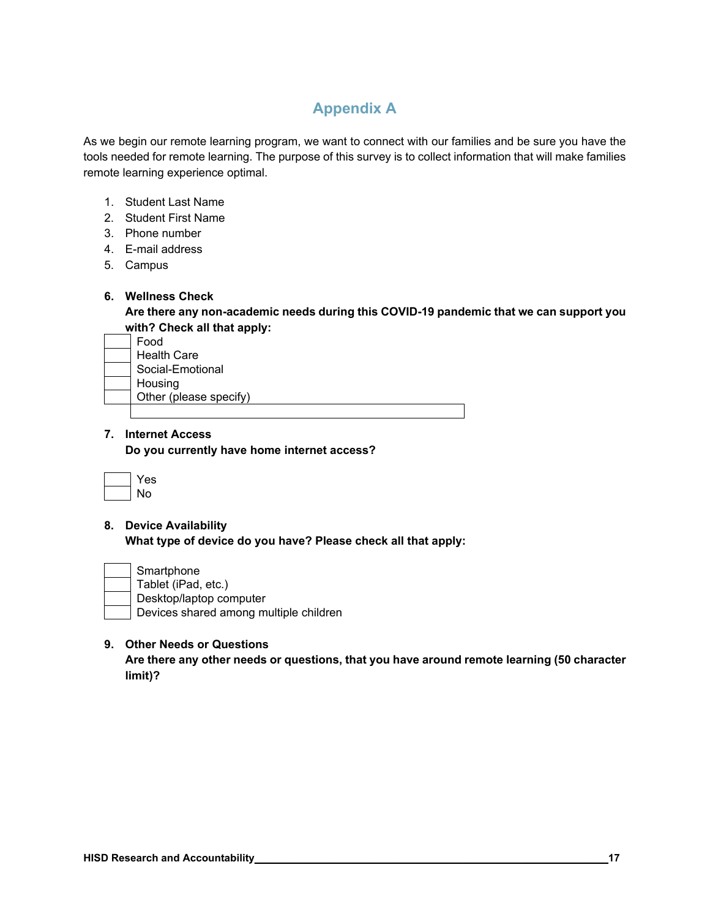# Appendix A

As we begin our remote learning program, we want to connect with our families and be sure you have the tools needed for remote learning. The purpose of this survey is to collect information that will make families remote learning experience optimal.

1. Student Last Name
2. Student First Name
3. Phone number
4. E-mail address
5. Campus

6. **Wellness Check**
   **Are there any non-academic needs during this COVID-19 pandemic that we can support you with? Check all that apply:**
   - [ ] Food
   - [ ] Health Care
   - [ ] Social-Emotional
   - [ ] Housing
   - [ ] Other (please specify)

7. **Internet Access**
   **Do you currently have home internet access?**
   - [ ] Yes
   - [ ] No

8. **Device Availability**
   **What type of device do you have? Please check all that apply:**
   - [ ] Smartphone
   - [ ] Tablet (iPad, etc.)
   - [ ] Desktop/laptop computer
   - [ ] Devices shared among multiple children

9. **Other Needs or Questions**
   **Are there any other needs or questions, that you have around remote learning (50 character limit)?**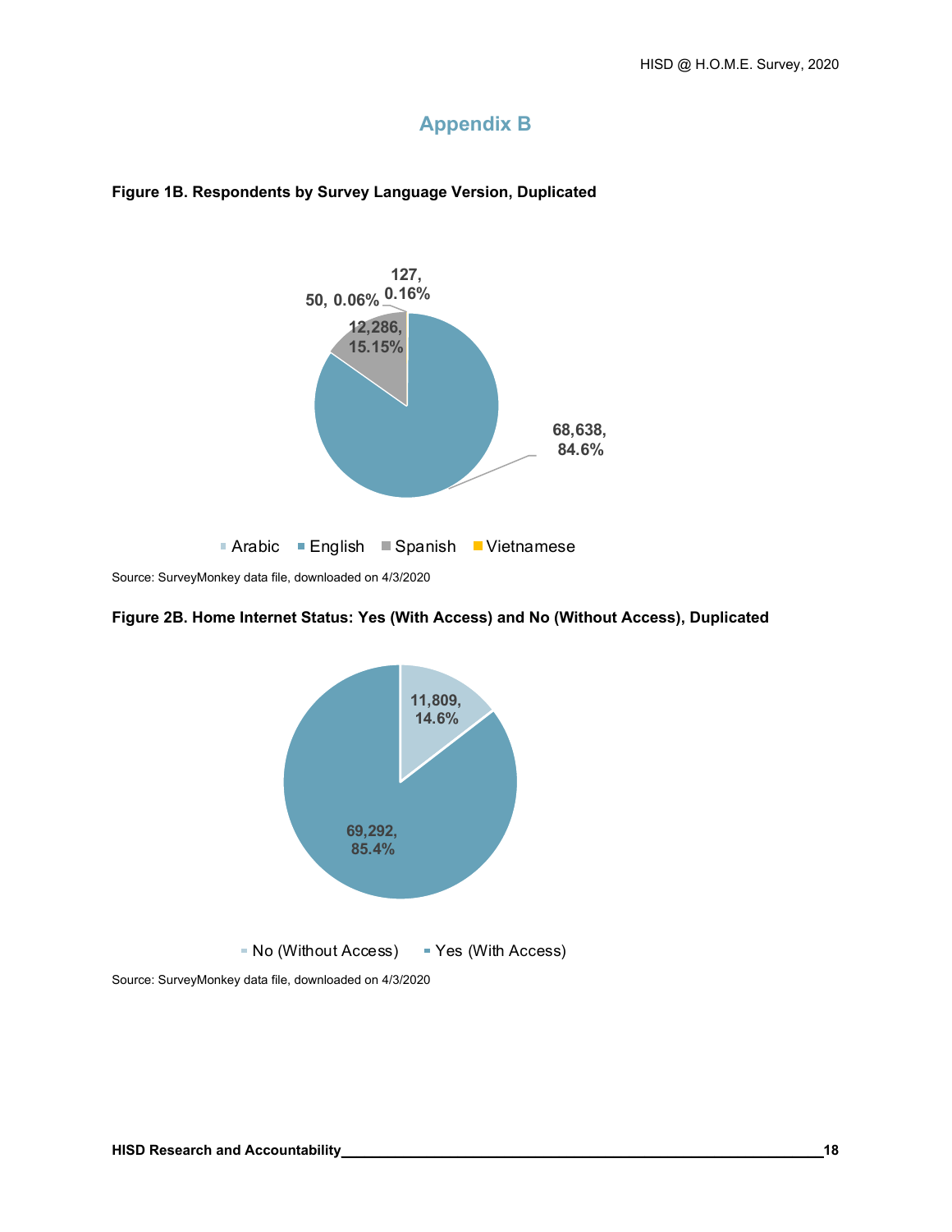# Appendix B

**Figure 1B. Respondents by Survey Language Version, Duplicated**

| Language | Respondents | Percent |
|---|---|---|
| Arabic | 50 | 0.06% |
| English | 68,638 | 84.6% |
| Spanish | 12,286 | 15.15% |
| Vietnamese | 127 | 0.16% |

Source: SurveyMonkey data file, downloaded on 4/3/2020

**Figure 2B. Home Internet Status: Yes (With Access) and No (Without Access), Duplicated**

| Home Internet Status | Respondents | Percent |
|---|---|---|
| No (Without Access) | 11,809 | 14.6% |
| Yes (With Access) | 69,292 | 85.4% |

Source: SurveyMonkey data file, downloaded on 4/3/2020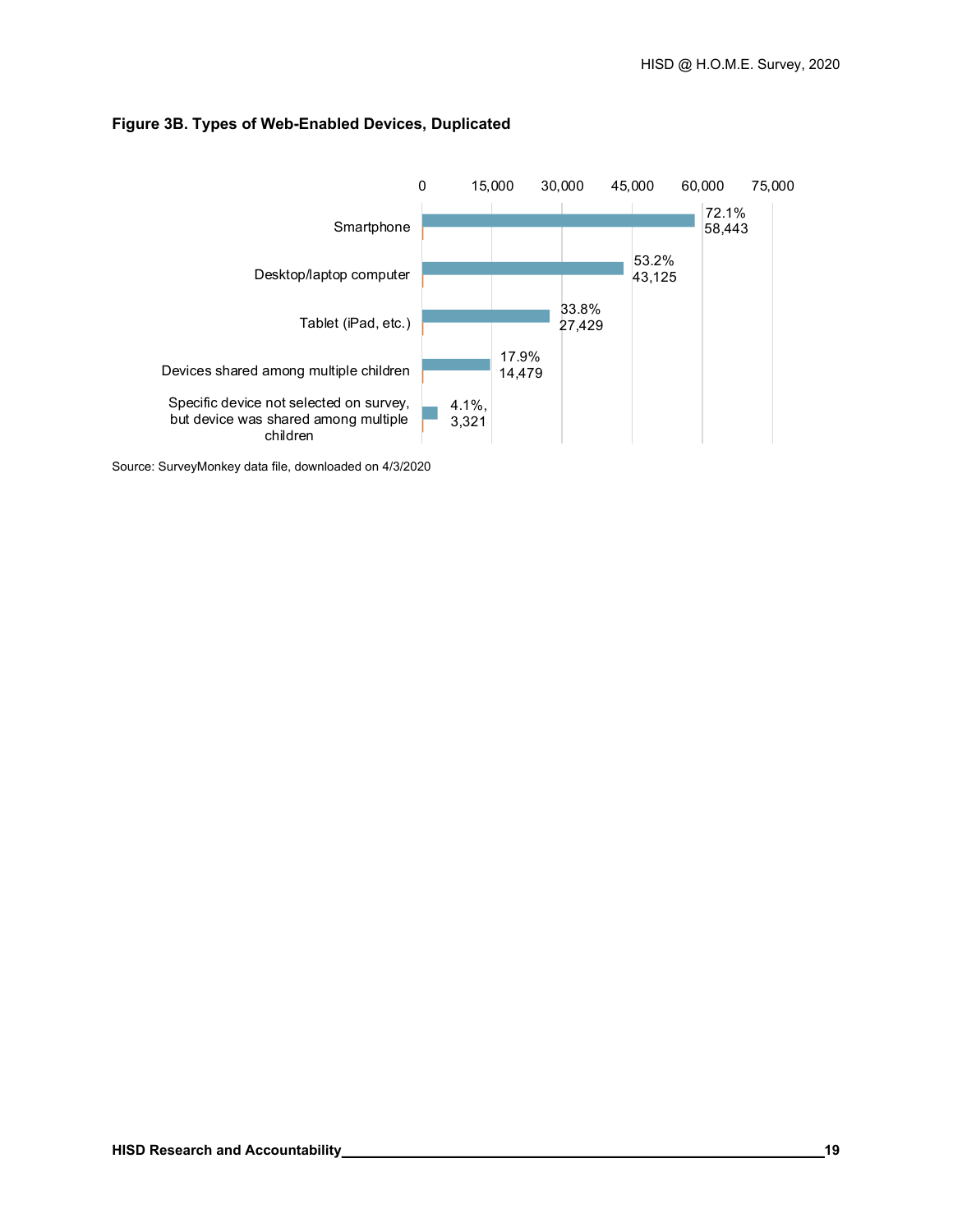**Figure 3B. Types of Web-Enabled Devices, Duplicated**

0
15,000
30,000
45,000
60,000
75,000

Smartphone
72.1%
58,443

Desktop/laptop computer
53.2%
43,125

Tablet (iPad, etc.)
33.8%
27,429

Devices shared among multiple children
17.9%
14,479

Specific device not selected on survey, but device was shared among multiple children
4.1%,
3,321

Source: SurveyMonkey data file, downloaded on 4/3/2020